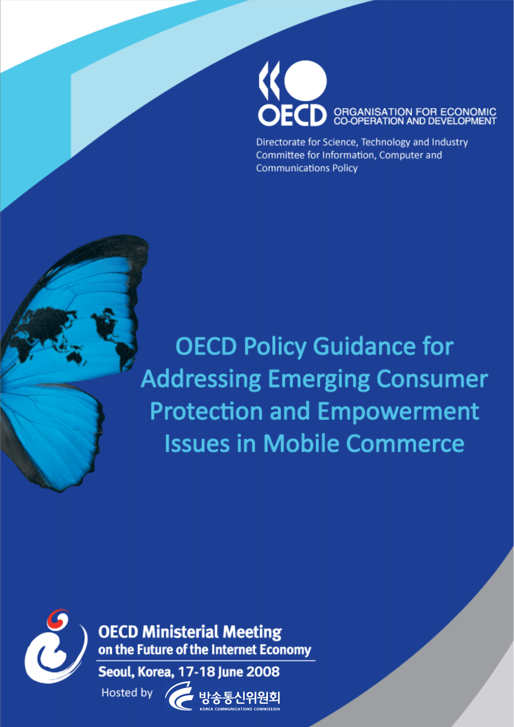OECD ORGANISATION FOR ECONOMIC CO-OPERATION AND DEVELOPMENT

Directorate for Science, Technology and Industry
Committee for Information, Computer and Communications Policy

# OECD Policy Guidance for Addressing Emerging Consumer Protection and Empowerment Issues in Mobile Commerce

**OECD Ministerial Meeting on the Future of the Internet Economy**

**Seoul, Korea, 17-18 June 2008**

Hosted by 방송통신위원회 KOREA COMMUNICATIONS COMMISSION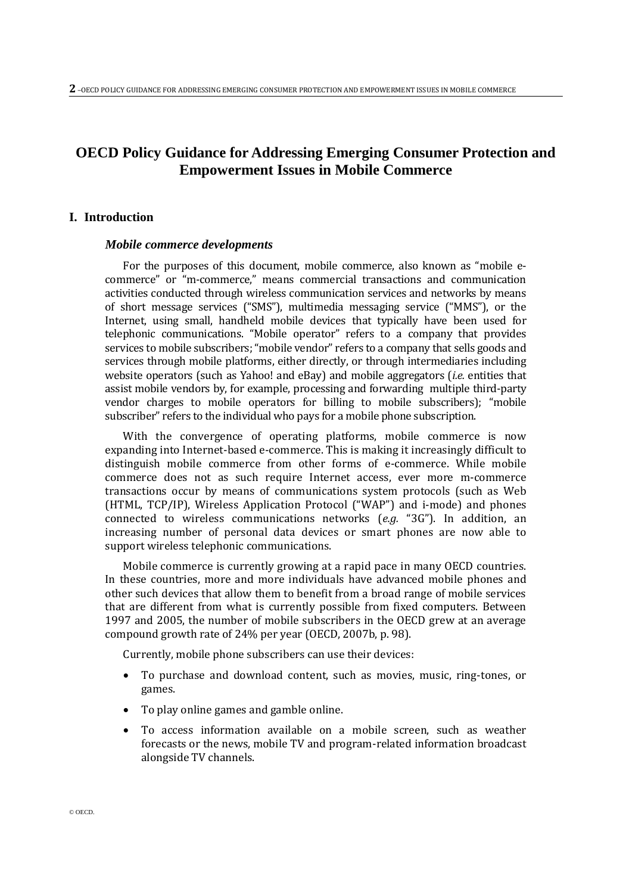# OECD Policy Guidance for Addressing Emerging Consumer Protection and Empowerment Issues in Mobile Commerce

## I. Introduction

### *Mobile commerce developments*

For the purposes of this document, mobile commerce, also known as "mobile e-commerce" or "m-commerce," means commercial transactions and communication activities conducted through wireless communication services and networks by means of short message services ("SMS"), multimedia messaging service ("MMS"), or the Internet, using small, handheld mobile devices that typically have been used for telephonic communications. "Mobile operator" refers to a company that provides services to mobile subscribers; "mobile vendor" refers to a company that sells goods and services through mobile platforms, either directly, or through intermediaries including website operators (such as Yahoo! and eBay) and mobile aggregators (*i.e.* entities that assist mobile vendors by, for example, processing and forwarding multiple third-party vendor charges to mobile operators for billing to mobile subscribers); "mobile subscriber" refers to the individual who pays for a mobile phone subscription.

With the convergence of operating platforms, mobile commerce is now expanding into Internet-based e-commerce. This is making it increasingly difficult to distinguish mobile commerce from other forms of e-commerce. While mobile commerce does not as such require Internet access, ever more m-commerce transactions occur by means of communications system protocols (such as Web (HTML, TCP/IP), Wireless Application Protocol ("WAP") and i-mode) and phones connected to wireless communications networks (*e.g.* "3G"). In addition, an increasing number of personal data devices or smart phones are now able to support wireless telephonic communications.

Mobile commerce is currently growing at a rapid pace in many OECD countries. In these countries, more and more individuals have advanced mobile phones and other such devices that allow them to benefit from a broad range of mobile services that are different from what is currently possible from fixed computers. Between 1997 and 2005, the number of mobile subscribers in the OECD grew at an average compound growth rate of 24% per year (OECD, 2007b, p. 98).

Currently, mobile phone subscribers can use their devices:

- To purchase and download content, such as movies, music, ring-tones, or games.
- To play online games and gamble online.
- To access information available on a mobile screen, such as weather forecasts or the news, mobile TV and program-related information broadcast alongside TV channels.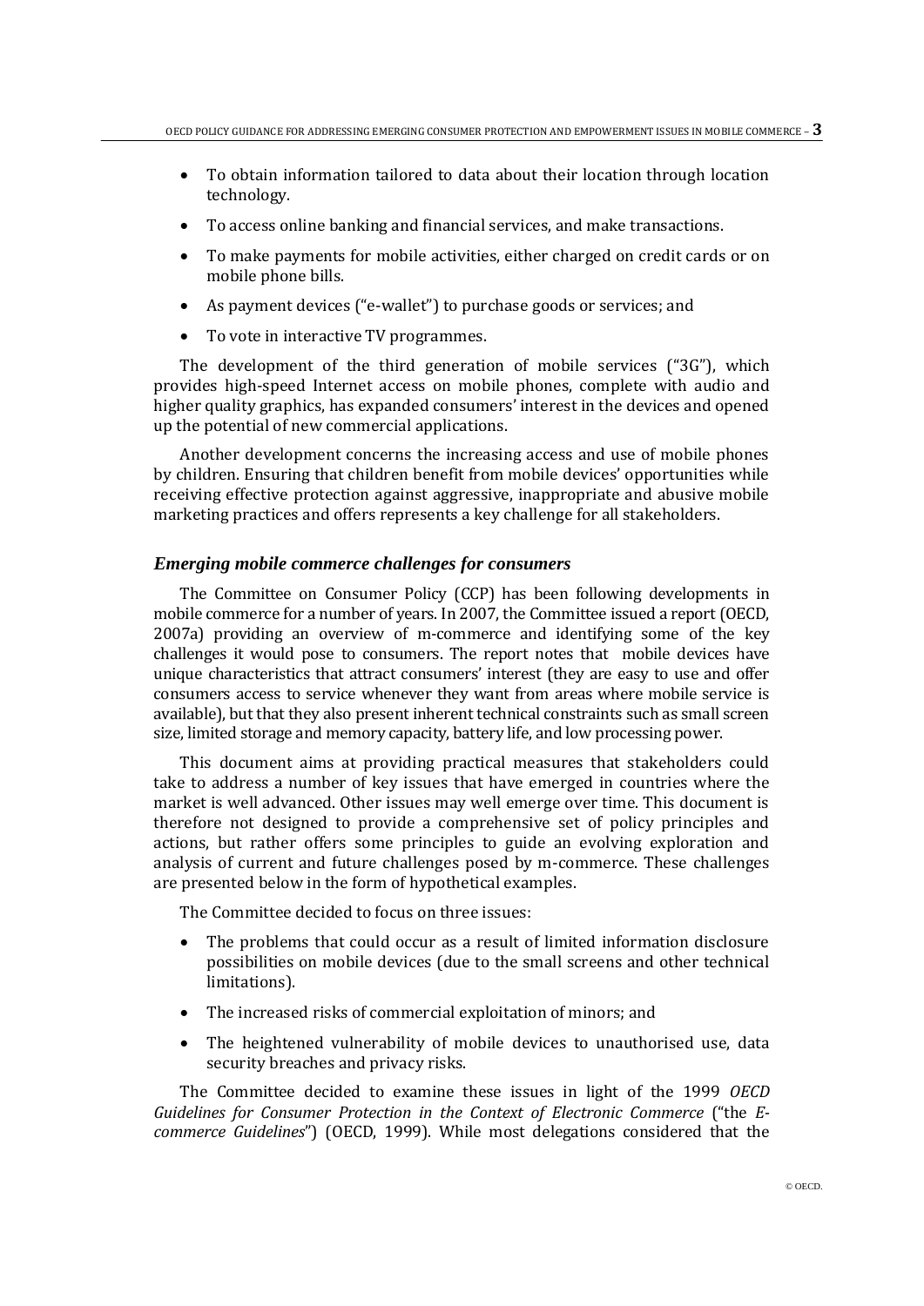- To obtain information tailored to data about their location through location technology.
- To access online banking and financial services, and make transactions.
- To make payments for mobile activities, either charged on credit cards or on mobile phone bills.
- As payment devices ("e-wallet") to purchase goods or services; and
- To vote in interactive TV programmes.

The development of the third generation of mobile services ("3G"), which provides high-speed Internet access on mobile phones, complete with audio and higher quality graphics, has expanded consumers' interest in the devices and opened up the potential of new commercial applications.

Another development concerns the increasing access and use of mobile phones by children. Ensuring that children benefit from mobile devices' opportunities while receiving effective protection against aggressive, inappropriate and abusive mobile marketing practices and offers represents a key challenge for all stakeholders.

### *Emerging mobile commerce challenges for consumers*

The Committee on Consumer Policy (CCP) has been following developments in mobile commerce for a number of years. In 2007, the Committee issued a report (OECD, 2007a) providing an overview of m-commerce and identifying some of the key challenges it would pose to consumers. The report notes that mobile devices have unique characteristics that attract consumers' interest (they are easy to use and offer consumers access to service whenever they want from areas where mobile service is available), but that they also present inherent technical constraints such as small screen size, limited storage and memory capacity, battery life, and low processing power.

This document aims at providing practical measures that stakeholders could take to address a number of key issues that have emerged in countries where the market is well advanced. Other issues may well emerge over time. This document is therefore not designed to provide a comprehensive set of policy principles and actions, but rather offers some principles to guide an evolving exploration and analysis of current and future challenges posed by m-commerce. These challenges are presented below in the form of hypothetical examples.

The Committee decided to focus on three issues:

- The problems that could occur as a result of limited information disclosure possibilities on mobile devices (due to the small screens and other technical limitations).
- The increased risks of commercial exploitation of minors; and
- The heightened vulnerability of mobile devices to unauthorised use, data security breaches and privacy risks.

The Committee decided to examine these issues in light of the 1999 *OECD Guidelines for Consumer Protection in the Context of Electronic Commerce* ("the *E-commerce Guidelines*") (OECD, 1999). While most delegations considered that the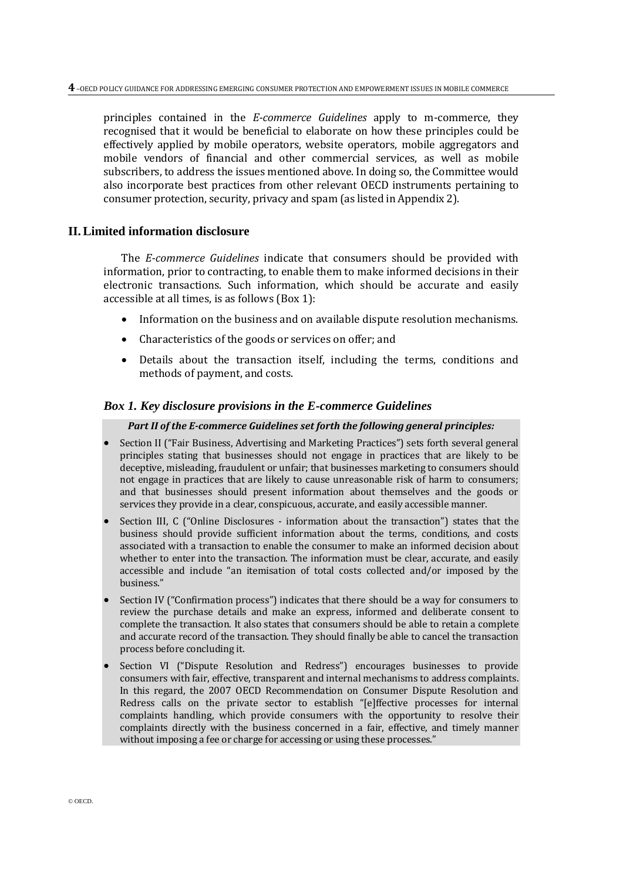principles contained in the *E-commerce Guidelines* apply to m-commerce, they recognised that it would be beneficial to elaborate on how these principles could be effectively applied by mobile operators, website operators, mobile aggregators and mobile vendors of financial and other commercial services, as well as mobile subscribers, to address the issues mentioned above. In doing so, the Committee would also incorporate best practices from other relevant OECD instruments pertaining to consumer protection, security, privacy and spam (as listed in Appendix 2).

## II. Limited information disclosure

The *E-commerce Guidelines* indicate that consumers should be provided with information, prior to contracting, to enable them to make informed decisions in their electronic transactions. Such information, which should be accurate and easily accessible at all times, is as follows (Box 1):

- Information on the business and on available dispute resolution mechanisms.
- Characteristics of the goods or services on offer; and
- Details about the transaction itself, including the terms, conditions and methods of payment, and costs.

### *Box 1. Key disclosure provisions in the E-commerce Guidelines*

***Part II of the E-commerce Guidelines set forth the following general principles:***

- Section II ("Fair Business, Advertising and Marketing Practices") sets forth several general principles stating that businesses should not engage in practices that are likely to be deceptive, misleading, fraudulent or unfair; that businesses marketing to consumers should not engage in practices that are likely to cause unreasonable risk of harm to consumers; and that businesses should present information about themselves and the goods or services they provide in a clear, conspicuous, accurate, and easily accessible manner.
- Section III, C ("Online Disclosures - information about the transaction") states that the business should provide sufficient information about the terms, conditions, and costs associated with a transaction to enable the consumer to make an informed decision about whether to enter into the transaction. The information must be clear, accurate, and easily accessible and include "an itemisation of total costs collected and/or imposed by the business."
- Section IV ("Confirmation process") indicates that there should be a way for consumers to review the purchase details and make an express, informed and deliberate consent to complete the transaction. It also states that consumers should be able to retain a complete and accurate record of the transaction. They should finally be able to cancel the transaction process before concluding it.
- Section VI ("Dispute Resolution and Redress") encourages businesses to provide consumers with fair, effective, transparent and internal mechanisms to address complaints. In this regard, the 2007 OECD Recommendation on Consumer Dispute Resolution and Redress calls on the private sector to establish "[e]ffective processes for internal complaints handling, which provide consumers with the opportunity to resolve their complaints directly with the business concerned in a fair, effective, and timely manner without imposing a fee or charge for accessing or using these processes."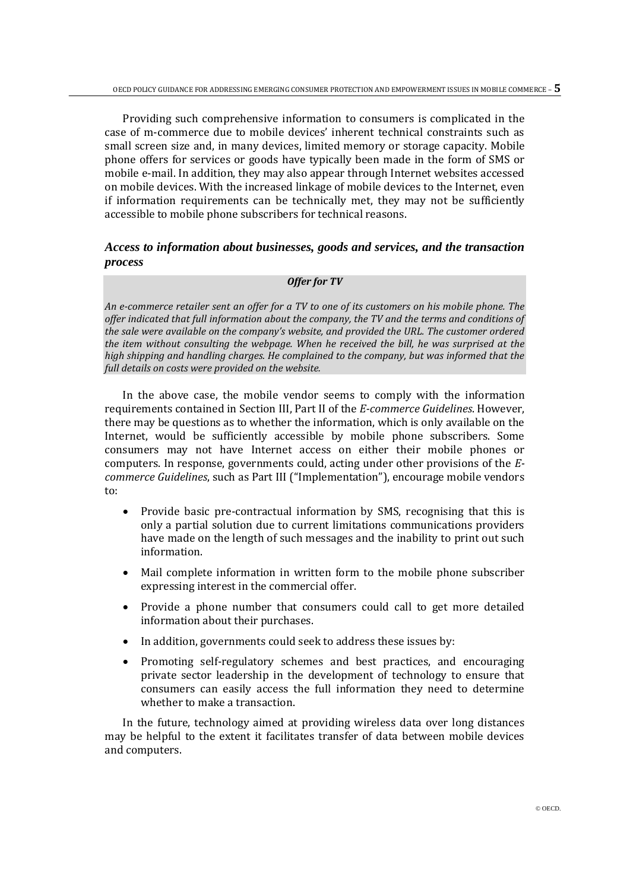Providing such comprehensive information to consumers is complicated in the case of m-commerce due to mobile devices' inherent technical constraints such as small screen size and, in many devices, limited memory or storage capacity. Mobile phone offers for services or goods have typically been made in the form of SMS or mobile e-mail. In addition, they may also appear through Internet websites accessed on mobile devices. With the increased linkage of mobile devices to the Internet, even if information requirements can be technically met, they may not be sufficiently accessible to mobile phone subscribers for technical reasons.

### *Access to information about businesses, goods and services, and the transaction process*

> ***Offer for TV***
>
> *An e-commerce retailer sent an offer for a TV to one of its customers on his mobile phone. The offer indicated that full information about the company, the TV and the terms and conditions of the sale were available on the company's website, and provided the URL. The customer ordered the item without consulting the webpage. When he received the bill, he was surprised at the high shipping and handling charges. He complained to the company, but was informed that the full details on costs were provided on the website.*

In the above case, the mobile vendor seems to comply with the information requirements contained in Section III, Part II of the *E-commerce Guidelines*. However, there may be questions as to whether the information, which is only available on the Internet, would be sufficiently accessible by mobile phone subscribers. Some consumers may not have Internet access on either their mobile phones or computers. In response, governments could, acting under other provisions of the *E-commerce Guidelines*, such as Part III ("Implementation"), encourage mobile vendors to:

- Provide basic pre-contractual information by SMS, recognising that this is only a partial solution due to current limitations communications providers have made on the length of such messages and the inability to print out such information.
- Mail complete information in written form to the mobile phone subscriber expressing interest in the commercial offer.
- Provide a phone number that consumers could call to get more detailed information about their purchases.
- In addition, governments could seek to address these issues by:
- Promoting self-regulatory schemes and best practices, and encouraging private sector leadership in the development of technology to ensure that consumers can easily access the full information they need to determine whether to make a transaction.

In the future, technology aimed at providing wireless data over long distances may be helpful to the extent it facilitates transfer of data between mobile devices and computers.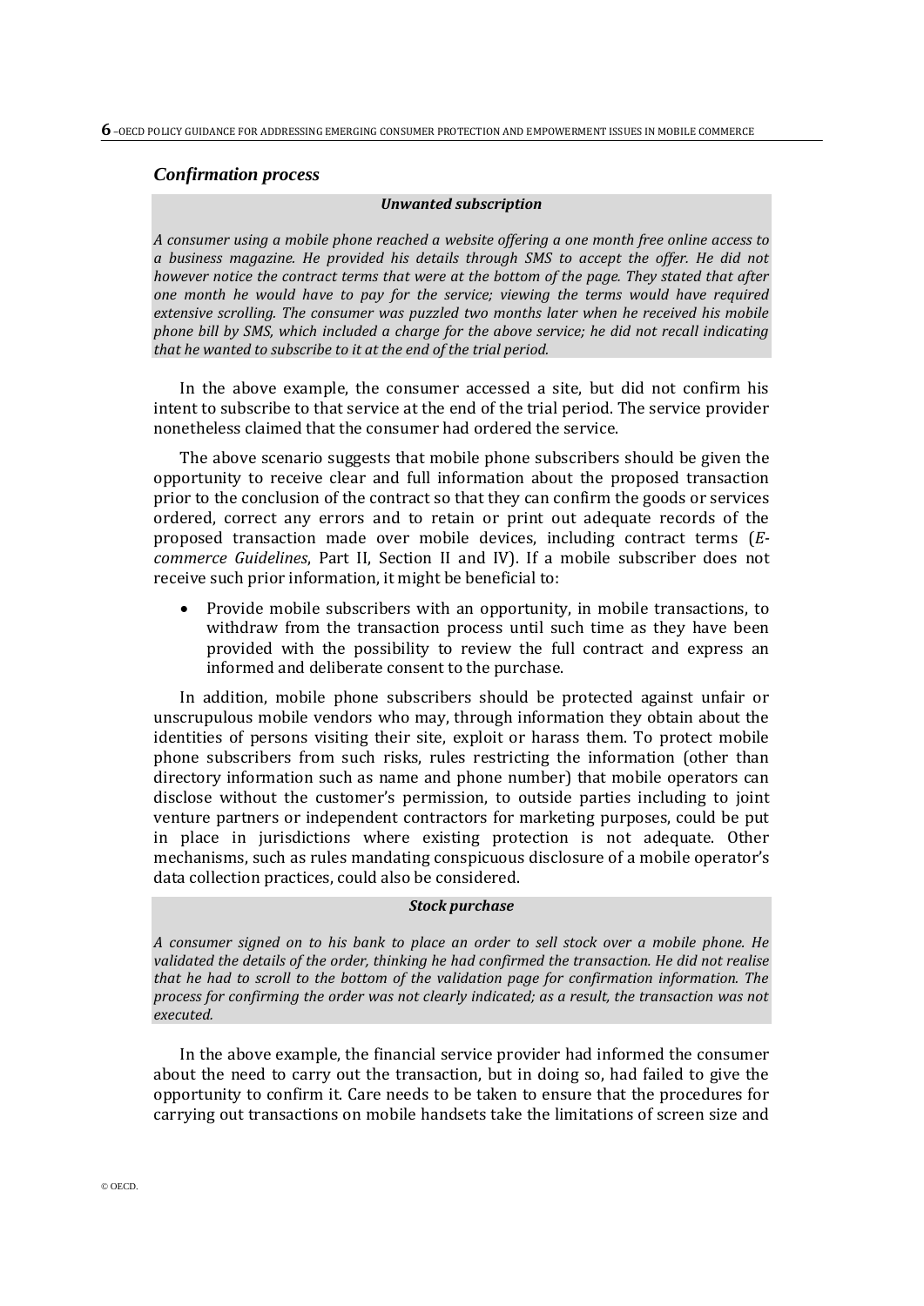### *Confirmation process*

> ***Unwanted subscription***
>
> *A consumer using a mobile phone reached a website offering a one month free online access to a business magazine. He provided his details through SMS to accept the offer. He did not however notice the contract terms that were at the bottom of the page. They stated that after one month he would have to pay for the service; viewing the terms would have required extensive scrolling. The consumer was puzzled two months later when he received his mobile phone bill by SMS, which included a charge for the above service; he did not recall indicating that he wanted to subscribe to it at the end of the trial period.*

In the above example, the consumer accessed a site, but did not confirm his intent to subscribe to that service at the end of the trial period. The service provider nonetheless claimed that the consumer had ordered the service.

The above scenario suggests that mobile phone subscribers should be given the opportunity to receive clear and full information about the proposed transaction prior to the conclusion of the contract so that they can confirm the goods or services ordered, correct any errors and to retain or print out adequate records of the proposed transaction made over mobile devices, including contract terms (*E-commerce Guidelines*, Part II, Section II and IV). If a mobile subscriber does not receive such prior information, it might be beneficial to:

- Provide mobile subscribers with an opportunity, in mobile transactions, to withdraw from the transaction process until such time as they have been provided with the possibility to review the full contract and express an informed and deliberate consent to the purchase.

In addition, mobile phone subscribers should be protected against unfair or unscrupulous mobile vendors who may, through information they obtain about the identities of persons visiting their site, exploit or harass them. To protect mobile phone subscribers from such risks, rules restricting the information (other than directory information such as name and phone number) that mobile operators can disclose without the customer's permission, to outside parties including to joint venture partners or independent contractors for marketing purposes, could be put in place in jurisdictions where existing protection is not adequate. Other mechanisms, such as rules mandating conspicuous disclosure of a mobile operator's data collection practices, could also be considered.

> ***Stock purchase***
>
> *A consumer signed on to his bank to place an order to sell stock over a mobile phone. He validated the details of the order, thinking he had confirmed the transaction. He did not realise that he had to scroll to the bottom of the validation page for confirmation information. The process for confirming the order was not clearly indicated; as a result, the transaction was not executed.*

In the above example, the financial service provider had informed the consumer about the need to carry out the transaction, but in doing so, had failed to give the opportunity to confirm it. Care needs to be taken to ensure that the procedures for carrying out transactions on mobile handsets take the limitations of screen size and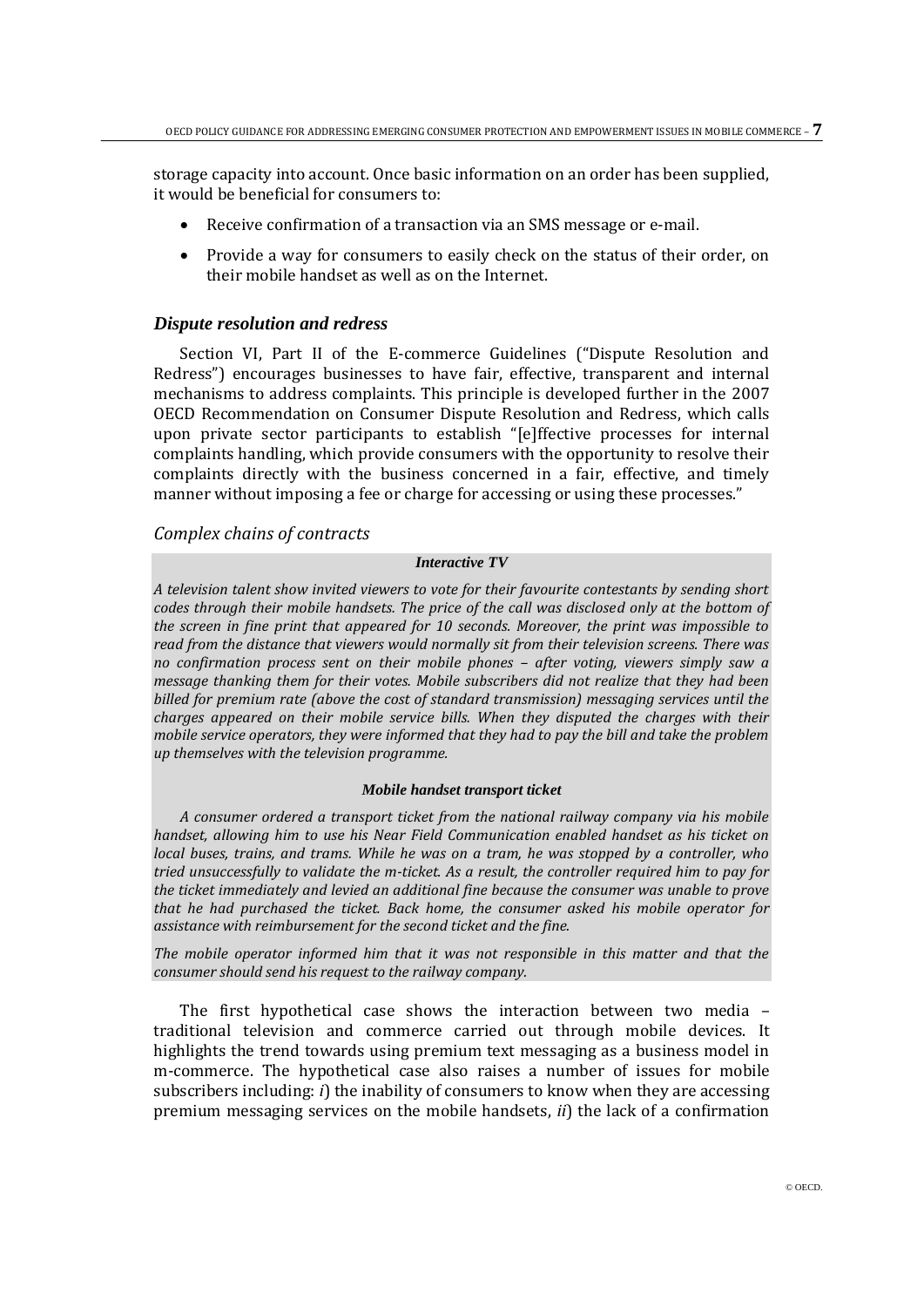storage capacity into account. Once basic information on an order has been supplied, it would be beneficial for consumers to:

- Receive confirmation of a transaction via an SMS message or e-mail.
- Provide a way for consumers to easily check on the status of their order, on their mobile handset as well as on the Internet.

### *Dispute resolution and redress*

Section VI, Part II of the E-commerce Guidelines ("Dispute Resolution and Redress") encourages businesses to have fair, effective, transparent and internal mechanisms to address complaints. This principle is developed further in the 2007 OECD Recommendation on Consumer Dispute Resolution and Redress, which calls upon private sector participants to establish "[e]ffective processes for internal complaints handling, which provide consumers with the opportunity to resolve their complaints directly with the business concerned in a fair, effective, and timely manner without imposing a fee or charge for accessing or using these processes."

#### *Complex chains of contracts*

> ***Interactive TV***
>
> *A television talent show invited viewers to vote for their favourite contestants by sending short codes through their mobile handsets. The price of the call was disclosed only at the bottom of the screen in fine print that appeared for 10 seconds. Moreover, the print was impossible to read from the distance that viewers would normally sit from their television screens. There was no confirmation process sent on their mobile phones – after voting, viewers simply saw a message thanking them for their votes. Mobile subscribers did not realize that they had been billed for premium rate (above the cost of standard transmission) messaging services until the charges appeared on their mobile service bills. When they disputed the charges with their mobile service operators, they were informed that they had to pay the bill and take the problem up themselves with the television programme.*
>
> ***Mobile handset transport ticket***
>
> *A consumer ordered a transport ticket from the national railway company via his mobile handset, allowing him to use his Near Field Communication enabled handset as his ticket on local buses, trains, and trams. While he was on a tram, he was stopped by a controller, who tried unsuccessfully to validate the m-ticket. As a result, the controller required him to pay for the ticket immediately and levied an additional fine because the consumer was unable to prove that he had purchased the ticket. Back home, the consumer asked his mobile operator for assistance with reimbursement for the second ticket and the fine.*
>
> *The mobile operator informed him that it was not responsible in this matter and that the consumer should send his request to the railway company.*

The first hypothetical case shows the interaction between two media – traditional television and commerce carried out through mobile devices. It highlights the trend towards using premium text messaging as a business model in m-commerce. The hypothetical case also raises a number of issues for mobile subscribers including: *i*) the inability of consumers to know when they are accessing premium messaging services on the mobile handsets, *ii*) the lack of a confirmation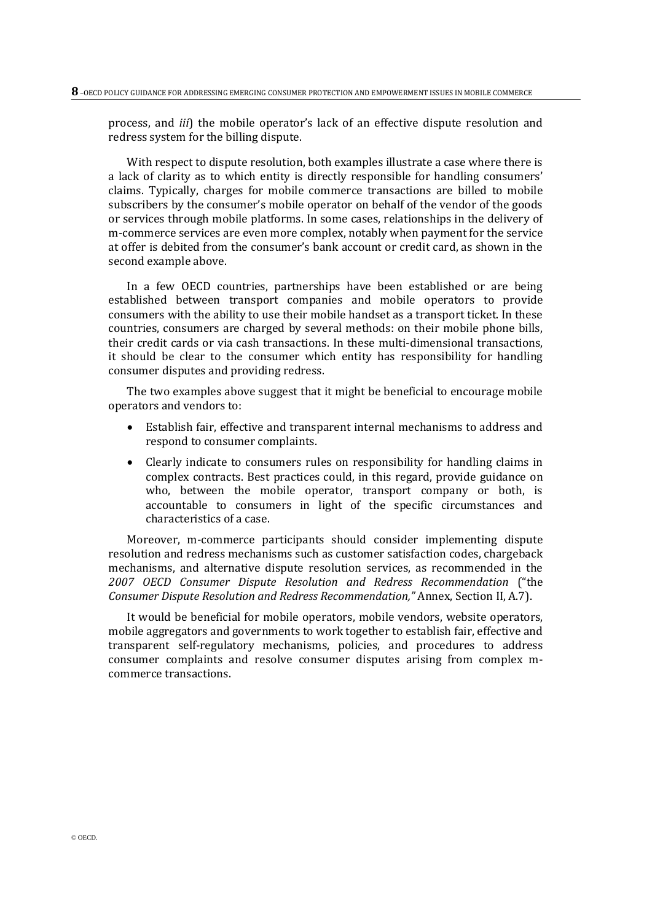process, and *iii*) the mobile operator's lack of an effective dispute resolution and redress system for the billing dispute.

With respect to dispute resolution, both examples illustrate a case where there is a lack of clarity as to which entity is directly responsible for handling consumers' claims. Typically, charges for mobile commerce transactions are billed to mobile subscribers by the consumer's mobile operator on behalf of the vendor of the goods or services through mobile platforms. In some cases, relationships in the delivery of m-commerce services are even more complex, notably when payment for the service at offer is debited from the consumer's bank account or credit card, as shown in the second example above.

In a few OECD countries, partnerships have been established or are being established between transport companies and mobile operators to provide consumers with the ability to use their mobile handset as a transport ticket. In these countries, consumers are charged by several methods: on their mobile phone bills, their credit cards or via cash transactions. In these multi-dimensional transactions, it should be clear to the consumer which entity has responsibility for handling consumer disputes and providing redress.

The two examples above suggest that it might be beneficial to encourage mobile operators and vendors to:

- Establish fair, effective and transparent internal mechanisms to address and respond to consumer complaints.
- Clearly indicate to consumers rules on responsibility for handling claims in complex contracts. Best practices could, in this regard, provide guidance on who, between the mobile operator, transport company or both, is accountable to consumers in light of the specific circumstances and characteristics of a case.

Moreover, m-commerce participants should consider implementing dispute resolution and redress mechanisms such as customer satisfaction codes, chargeback mechanisms, and alternative dispute resolution services, as recommended in the *2007 OECD Consumer Dispute Resolution and Redress Recommendation* ("the *Consumer Dispute Resolution and Redress Recommendation,"* Annex, Section II, A.7).

It would be beneficial for mobile operators, mobile vendors, website operators, mobile aggregators and governments to work together to establish fair, effective and transparent self-regulatory mechanisms, policies, and procedures to address consumer complaints and resolve consumer disputes arising from complex m-commerce transactions.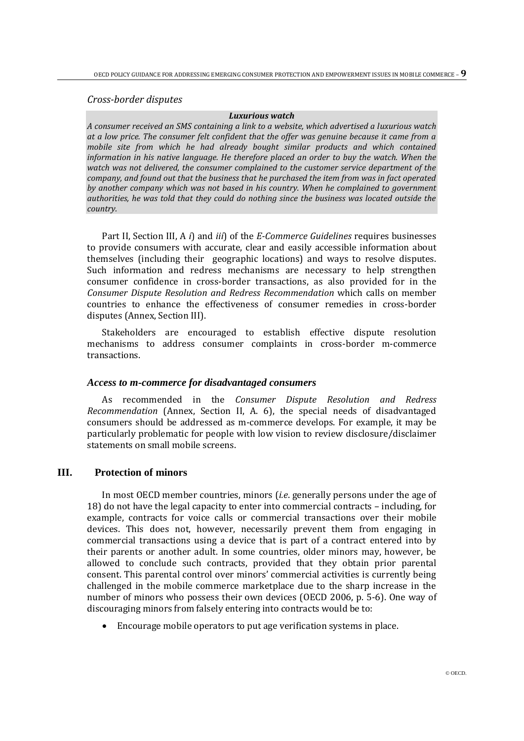*Cross-border disputes*

> ***Luxurious watch***
>
> *A consumer received an SMS containing a link to a website, which advertised a luxurious watch at a low price. The consumer felt confident that the offer was genuine because it came from a mobile site from which he had already bought similar products and which contained information in his native language. He therefore placed an order to buy the watch. When the watch was not delivered, the consumer complained to the customer service department of the company, and found out that the business that he purchased the item from was in fact operated by another company which was not based in his country. When he complained to government authorities, he was told that they could do nothing since the business was located outside the country.*

Part II, Section III, A *i*) and *iii*) of the *E-Commerce Guidelines* requires businesses to provide consumers with accurate, clear and easily accessible information about themselves (including their geographic locations) and ways to resolve disputes. Such information and redress mechanisms are necessary to help strengthen consumer confidence in cross-border transactions, as also provided for in the *Consumer Dispute Resolution and Redress Recommendation* which calls on member countries to enhance the effectiveness of consumer remedies in cross-border disputes (Annex, Section III).

Stakeholders are encouraged to establish effective dispute resolution mechanisms to address consumer complaints in cross-border m-commerce transactions.

### *Access to m-commerce for disadvantaged consumers*

As recommended in the *Consumer Dispute Resolution and Redress Recommendation* (Annex, Section II, A. 6), the special needs of disadvantaged consumers should be addressed as m-commerce develops. For example, it may be particularly problematic for people with low vision to review disclosure/disclaimer statements on small mobile screens.

## III. Protection of minors

In most OECD member countries, minors (*i.e*. generally persons under the age of 18) do not have the legal capacity to enter into commercial contracts – including, for example, contracts for voice calls or commercial transactions over their mobile devices. This does not, however, necessarily prevent them from engaging in commercial transactions using a device that is part of a contract entered into by their parents or another adult. In some countries, older minors may, however, be allowed to conclude such contracts, provided that they obtain prior parental consent. This parental control over minors' commercial activities is currently being challenged in the mobile commerce marketplace due to the sharp increase in the number of minors who possess their own devices (OECD 2006, p. 5-6). One way of discouraging minors from falsely entering into contracts would be to:

- Encourage mobile operators to put age verification systems in place.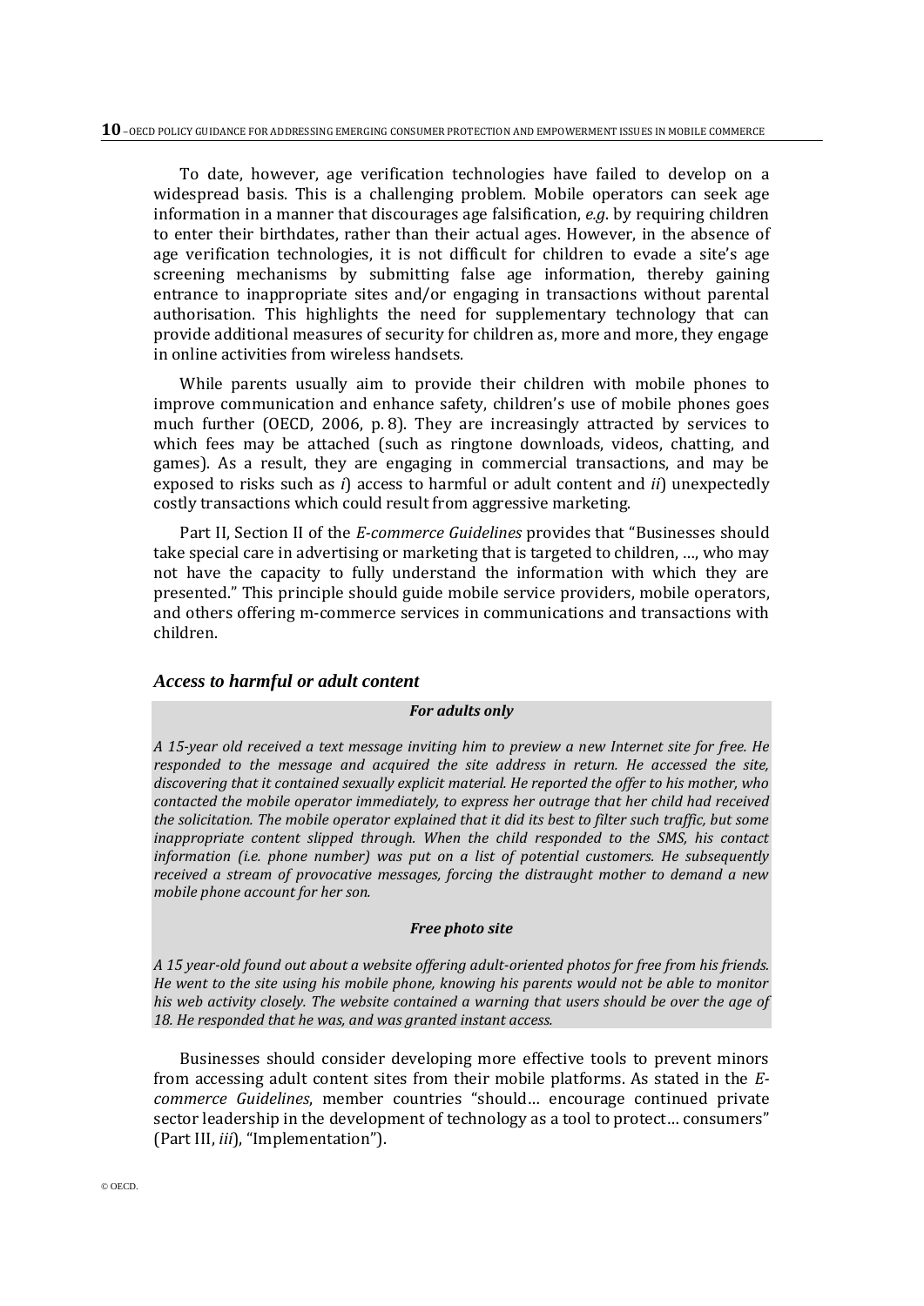To date, however, age verification technologies have failed to develop on a widespread basis. This is a challenging problem. Mobile operators can seek age information in a manner that discourages age falsification, *e.g*. by requiring children to enter their birthdates, rather than their actual ages. However, in the absence of age verification technologies, it is not difficult for children to evade a site's age screening mechanisms by submitting false age information, thereby gaining entrance to inappropriate sites and/or engaging in transactions without parental authorisation. This highlights the need for supplementary technology that can provide additional measures of security for children as, more and more, they engage in online activities from wireless handsets.

While parents usually aim to provide their children with mobile phones to improve communication and enhance safety, children's use of mobile phones goes much further (OECD, 2006, p. 8). They are increasingly attracted by services to which fees may be attached (such as ringtone downloads, videos, chatting, and games). As a result, they are engaging in commercial transactions, and may be exposed to risks such as *i*) access to harmful or adult content and *ii*) unexpectedly costly transactions which could result from aggressive marketing.

Part II, Section II of the *E-commerce Guidelines* provides that "Businesses should take special care in advertising or marketing that is targeted to children, …, who may not have the capacity to fully understand the information with which they are presented." This principle should guide mobile service providers, mobile operators, and others offering m-commerce services in communications and transactions with children.

### *Access to harmful or adult content*

***For adults only***

*A 15-year old received a text message inviting him to preview a new Internet site for free. He responded to the message and acquired the site address in return. He accessed the site, discovering that it contained sexually explicit material. He reported the offer to his mother, who contacted the mobile operator immediately, to express her outrage that her child had received the solicitation. The mobile operator explained that it did its best to filter such traffic, but some inappropriate content slipped through. When the child responded to the SMS, his contact information (i.e. phone number) was put on a list of potential customers. He subsequently received a stream of provocative messages, forcing the distraught mother to demand a new mobile phone account for her son.*

***Free photo site***

*A 15 year-old found out about a website offering adult-oriented photos for free from his friends. He went to the site using his mobile phone, knowing his parents would not be able to monitor his web activity closely. The website contained a warning that users should be over the age of 18. He responded that he was, and was granted instant access.*

Businesses should consider developing more effective tools to prevent minors from accessing adult content sites from their mobile platforms. As stated in the *E-commerce Guidelines*, member countries "should… encourage continued private sector leadership in the development of technology as a tool to protect… consumers" (Part III, *iii*), "Implementation").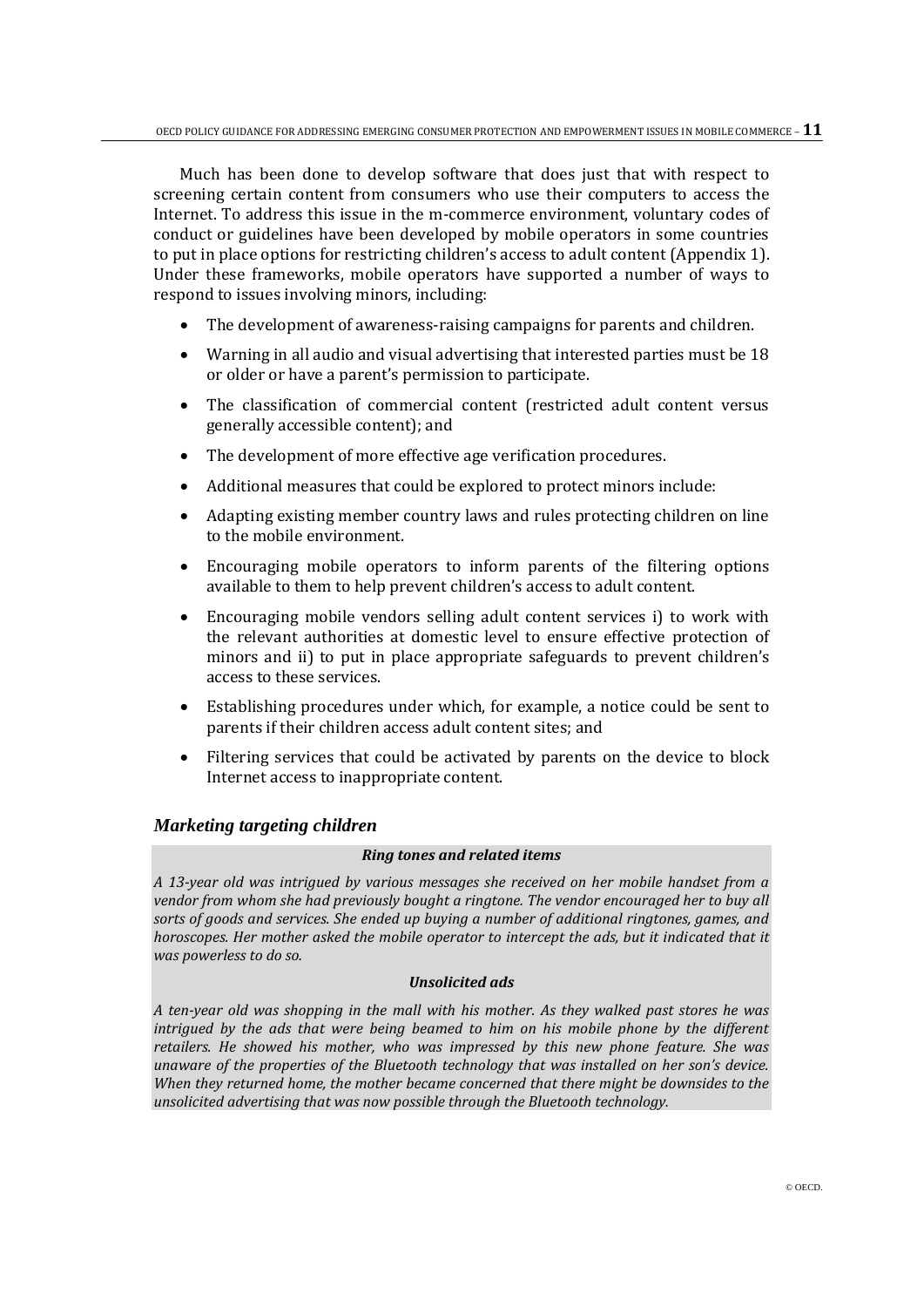Much has been done to develop software that does just that with respect to screening certain content from consumers who use their computers to access the Internet. To address this issue in the m-commerce environment, voluntary codes of conduct or guidelines have been developed by mobile operators in some countries to put in place options for restricting children's access to adult content (Appendix 1). Under these frameworks, mobile operators have supported a number of ways to respond to issues involving minors, including:

- The development of awareness-raising campaigns for parents and children.
- Warning in all audio and visual advertising that interested parties must be 18 or older or have a parent's permission to participate.
- The classification of commercial content (restricted adult content versus generally accessible content); and
- The development of more effective age verification procedures.
- Additional measures that could be explored to protect minors include:
- Adapting existing member country laws and rules protecting children on line to the mobile environment.
- Encouraging mobile operators to inform parents of the filtering options available to them to help prevent children's access to adult content.
- Encouraging mobile vendors selling adult content services i) to work with the relevant authorities at domestic level to ensure effective protection of minors and ii) to put in place appropriate safeguards to prevent children's access to these services.
- Establishing procedures under which, for example, a notice could be sent to parents if their children access adult content sites; and
- Filtering services that could be activated by parents on the device to block Internet access to inappropriate content.

### *Marketing targeting children*

***Ring tones and related items***

*A 13-year old was intrigued by various messages she received on her mobile handset from a vendor from whom she had previously bought a ringtone. The vendor encouraged her to buy all sorts of goods and services. She ended up buying a number of additional ringtones, games, and horoscopes. Her mother asked the mobile operator to intercept the ads, but it indicated that it was powerless to do so.*

***Unsolicited ads***

*A ten-year old was shopping in the mall with his mother. As they walked past stores he was intrigued by the ads that were being beamed to him on his mobile phone by the different retailers. He showed his mother, who was impressed by this new phone feature. She was unaware of the properties of the Bluetooth technology that was installed on her son's device. When they returned home, the mother became concerned that there might be downsides to the unsolicited advertising that was now possible through the Bluetooth technology.*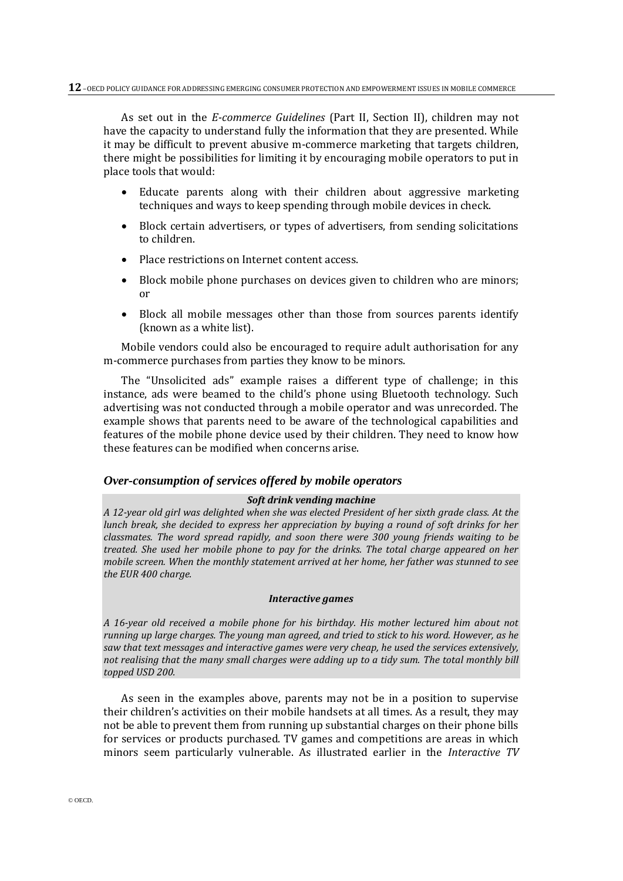As set out in the *E-commerce Guidelines* (Part II, Section II), children may not have the capacity to understand fully the information that they are presented. While it may be difficult to prevent abusive m-commerce marketing that targets children, there might be possibilities for limiting it by encouraging mobile operators to put in place tools that would:

- Educate parents along with their children about aggressive marketing techniques and ways to keep spending through mobile devices in check.
- Block certain advertisers, or types of advertisers, from sending solicitations to children.
- Place restrictions on Internet content access.
- Block mobile phone purchases on devices given to children who are minors; or
- Block all mobile messages other than those from sources parents identify (known as a white list).

Mobile vendors could also be encouraged to require adult authorisation for any m-commerce purchases from parties they know to be minors.

The "Unsolicited ads" example raises a different type of challenge; in this instance, ads were beamed to the child's phone using Bluetooth technology. Such advertising was not conducted through a mobile operator and was unrecorded. The example shows that parents need to be aware of the technological capabilities and features of the mobile phone device used by their children. They need to know how these features can be modified when concerns arise.

### *Over-consumption of services offered by mobile operators*

> ***Soft drink vending machine***
>
> *A 12-year old girl was delighted when she was elected President of her sixth grade class. At the lunch break, she decided to express her appreciation by buying a round of soft drinks for her classmates. The word spread rapidly, and soon there were 300 young friends waiting to be treated. She used her mobile phone to pay for the drinks. The total charge appeared on her mobile screen. When the monthly statement arrived at her home, her father was stunned to see the EUR 400 charge.*
>
> ***Interactive games***
>
> *A 16-year old received a mobile phone for his birthday. His mother lectured him about not running up large charges. The young man agreed, and tried to stick to his word. However, as he saw that text messages and interactive games were very cheap, he used the services extensively, not realising that the many small charges were adding up to a tidy sum. The total monthly bill topped USD 200.*

As seen in the examples above, parents may not be in a position to supervise their children's activities on their mobile handsets at all times. As a result, they may not be able to prevent them from running up substantial charges on their phone bills for services or products purchased. TV games and competitions are areas in which minors seem particularly vulnerable. As illustrated earlier in the *Interactive TV*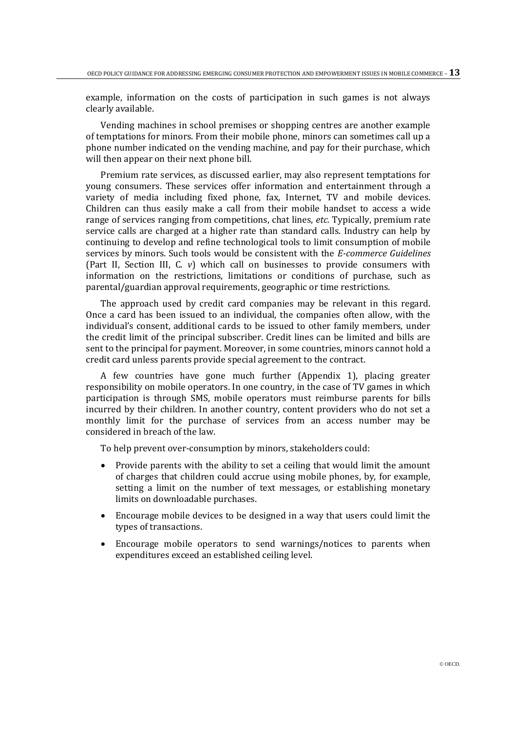example, information on the costs of participation in such games is not always clearly available.

Vending machines in school premises or shopping centres are another example of temptations for minors. From their mobile phone, minors can sometimes call up a phone number indicated on the vending machine, and pay for their purchase, which will then appear on their next phone bill.

Premium rate services, as discussed earlier, may also represent temptations for young consumers. These services offer information and entertainment through a variety of media including fixed phone, fax, Internet, TV and mobile devices. Children can thus easily make a call from their mobile handset to access a wide range of services ranging from competitions, chat lines, *etc.* Typically, premium rate service calls are charged at a higher rate than standard calls. Industry can help by continuing to develop and refine technological tools to limit consumption of mobile services by minors. Such tools would be consistent with the *E-commerce Guidelines* (Part II, Section III, C. *v*) which call on businesses to provide consumers with information on the restrictions, limitations or conditions of purchase, such as parental/guardian approval requirements, geographic or time restrictions.

The approach used by credit card companies may be relevant in this regard. Once a card has been issued to an individual, the companies often allow, with the individual's consent, additional cards to be issued to other family members, under the credit limit of the principal subscriber. Credit lines can be limited and bills are sent to the principal for payment. Moreover, in some countries, minors cannot hold a credit card unless parents provide special agreement to the contract.

A few countries have gone much further (Appendix 1), placing greater responsibility on mobile operators. In one country, in the case of TV games in which participation is through SMS, mobile operators must reimburse parents for bills incurred by their children. In another country, content providers who do not set a monthly limit for the purchase of services from an access number may be considered in breach of the law.

To help prevent over-consumption by minors, stakeholders could:

- Provide parents with the ability to set a ceiling that would limit the amount of charges that children could accrue using mobile phones, by, for example, setting a limit on the number of text messages, or establishing monetary limits on downloadable purchases.
- Encourage mobile devices to be designed in a way that users could limit the types of transactions.
- Encourage mobile operators to send warnings/notices to parents when expenditures exceed an established ceiling level.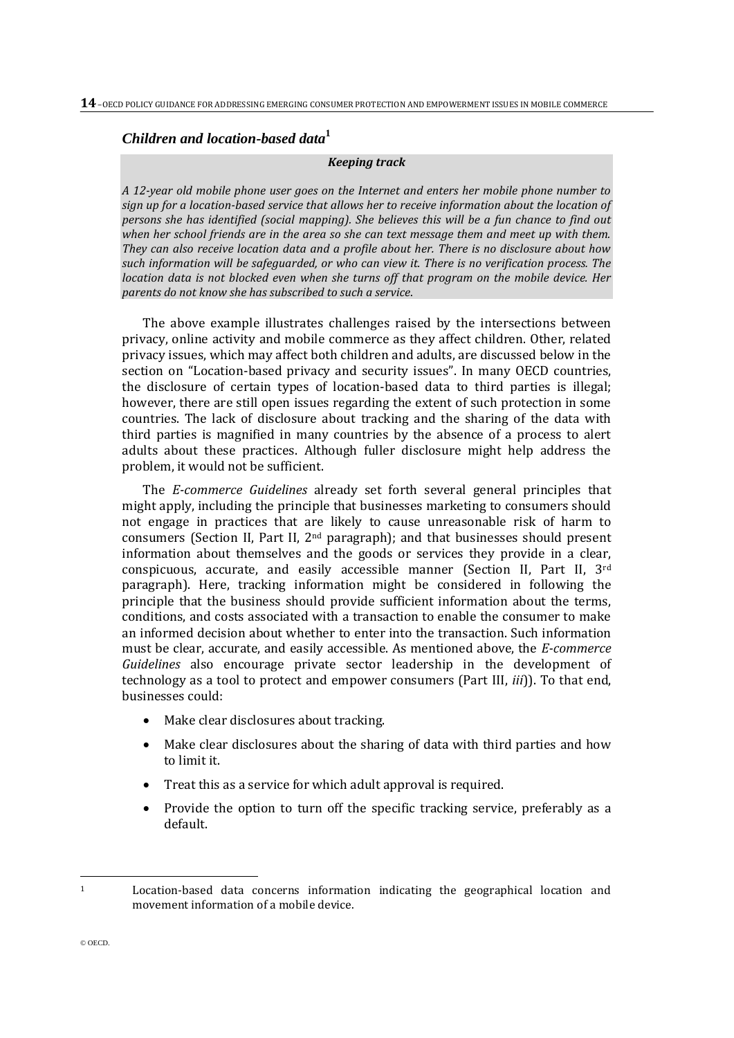### *Children and location-based data*[1]

> ***Keeping track***
>
> *A 12-year old mobile phone user goes on the Internet and enters her mobile phone number to sign up for a location-based service that allows her to receive information about the location of persons she has identified (social mapping). She believes this will be a fun chance to find out when her school friends are in the area so she can text message them and meet up with them. They can also receive location data and a profile about her. There is no disclosure about how such information will be safeguarded, or who can view it. There is no verification process. The location data is not blocked even when she turns off that program on the mobile device. Her parents do not know she has subscribed to such a service.*

The above example illustrates challenges raised by the intersections between privacy, online activity and mobile commerce as they affect children. Other, related privacy issues, which may affect both children and adults, are discussed below in the section on "Location-based privacy and security issues". In many OECD countries, the disclosure of certain types of location-based data to third parties is illegal; however, there are still open issues regarding the extent of such protection in some countries. The lack of disclosure about tracking and the sharing of the data with third parties is magnified in many countries by the absence of a process to alert adults about these practices. Although fuller disclosure might help address the problem, it would not be sufficient.

The *E-commerce Guidelines* already set forth several general principles that might apply, including the principle that businesses marketing to consumers should not engage in practices that are likely to cause unreasonable risk of harm to consumers (Section II, Part II, 2nd paragraph); and that businesses should present information about themselves and the goods or services they provide in a clear, conspicuous, accurate, and easily accessible manner (Section II, Part II, 3rd paragraph). Here, tracking information might be considered in following the principle that the business should provide sufficient information about the terms, conditions, and costs associated with a transaction to enable the consumer to make an informed decision about whether to enter into the transaction. Such information must be clear, accurate, and easily accessible. As mentioned above, the *E-commerce Guidelines* also encourage private sector leadership in the development of technology as a tool to protect and empower consumers (Part III, *iii*)). To that end, businesses could:

- Make clear disclosures about tracking.
- Make clear disclosures about the sharing of data with third parties and how to limit it.
- Treat this as a service for which adult approval is required.
- Provide the option to turn off the specific tracking service, preferably as a default.

---

[1] Location-based data concerns information indicating the geographical location and movement information of a mobile device.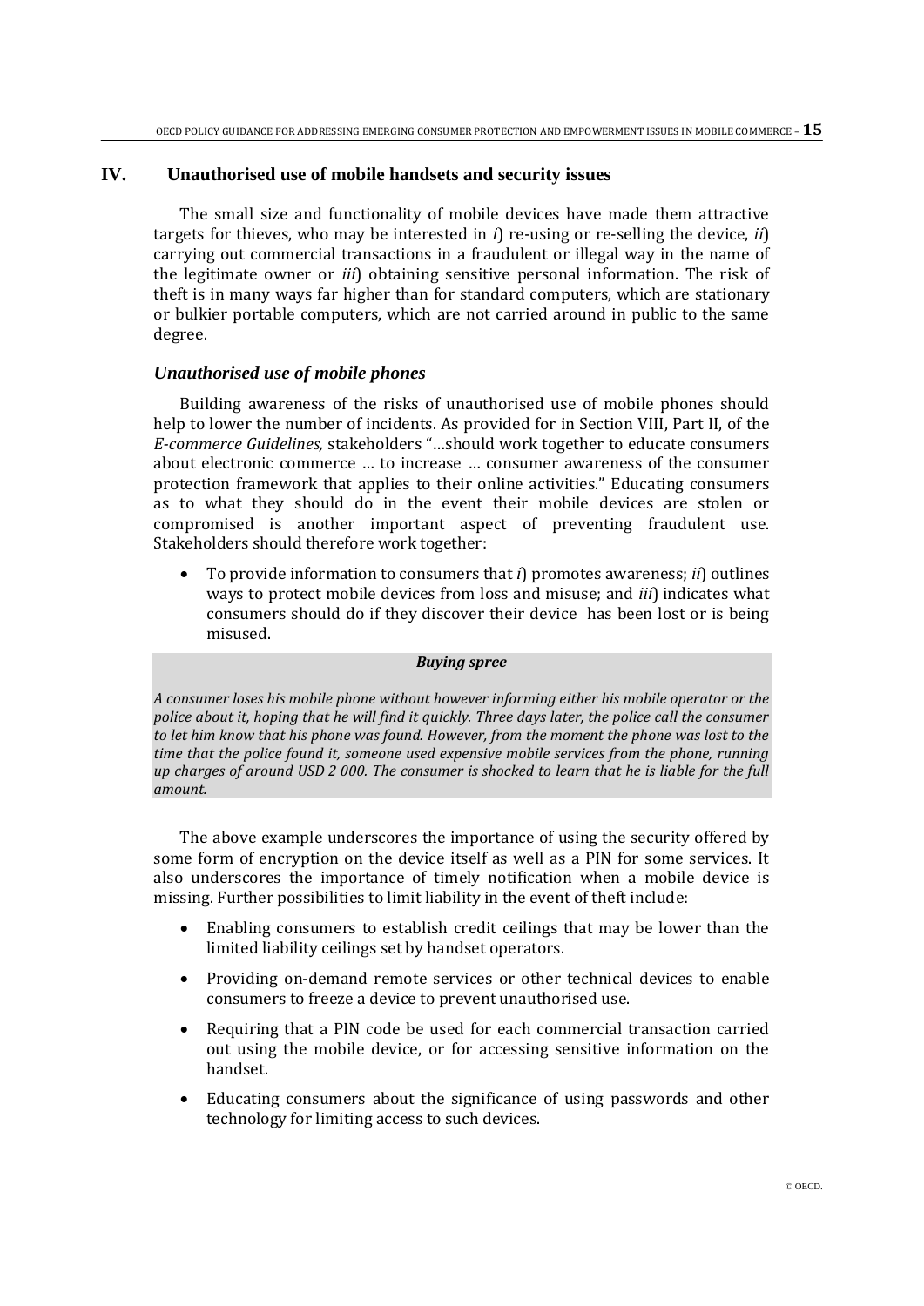## IV. Unauthorised use of mobile handsets and security issues

The small size and functionality of mobile devices have made them attractive targets for thieves, who may be interested in *i*) re-using or re-selling the device, *ii*) carrying out commercial transactions in a fraudulent or illegal way in the name of the legitimate owner or *iii*) obtaining sensitive personal information. The risk of theft is in many ways far higher than for standard computers, which are stationary or bulkier portable computers, which are not carried around in public to the same degree.

### *Unauthorised use of mobile phones*

Building awareness of the risks of unauthorised use of mobile phones should help to lower the number of incidents. As provided for in Section VIII, Part II, of the *E-commerce Guidelines,* stakeholders "…should work together to educate consumers about electronic commerce … to increase … consumer awareness of the consumer protection framework that applies to their online activities." Educating consumers as to what they should do in the event their mobile devices are stolen or compromised is another important aspect of preventing fraudulent use. Stakeholders should therefore work together:

- To provide information to consumers that *i*) promotes awareness; *ii*) outlines ways to protect mobile devices from loss and misuse; and *iii*) indicates what consumers should do if they discover their device has been lost or is being misused.

**Buying spree**

*A consumer loses his mobile phone without however informing either his mobile operator or the police about it, hoping that he will find it quickly. Three days later, the police call the consumer to let him know that his phone was found. However, from the moment the phone was lost to the time that the police found it, someone used expensive mobile services from the phone, running up charges of around USD 2 000. The consumer is shocked to learn that he is liable for the full amount.*

The above example underscores the importance of using the security offered by some form of encryption on the device itself as well as a PIN for some services. It also underscores the importance of timely notification when a mobile device is missing. Further possibilities to limit liability in the event of theft include:

- Enabling consumers to establish credit ceilings that may be lower than the limited liability ceilings set by handset operators.
- Providing on-demand remote services or other technical devices to enable consumers to freeze a device to prevent unauthorised use.
- Requiring that a PIN code be used for each commercial transaction carried out using the mobile device, or for accessing sensitive information on the handset.
- Educating consumers about the significance of using passwords and other technology for limiting access to such devices.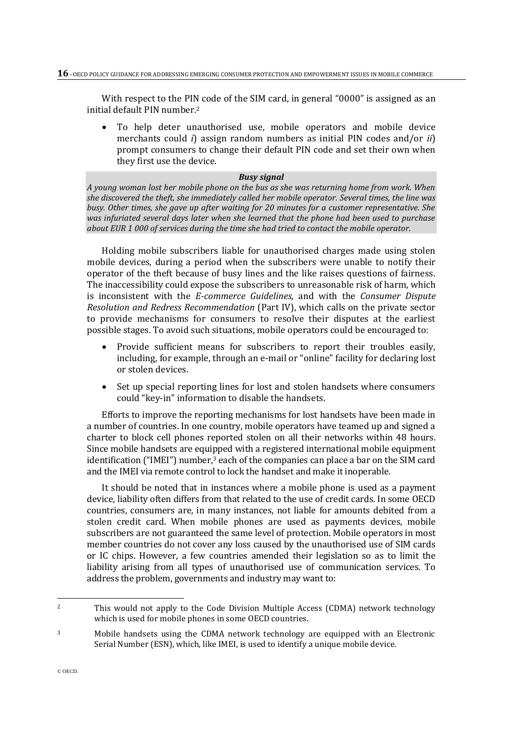With respect to the PIN code of the SIM card, in general "0000" is assigned as an initial default PIN number.[2]

- To help deter unauthorised use, mobile operators and mobile device merchants could *i*) assign random numbers as initial PIN codes and/or *ii*) prompt consumers to change their default PIN code and set their own when they first use the device.

> ***Busy signal***
>
> *A young woman lost her mobile phone on the bus as she was returning home from work. When she discovered the theft, she immediately called her mobile operator. Several times, the line was busy. Other times, she gave up after waiting for 20 minutes for a customer representative. She was infuriated several days later when she learned that the phone had been used to purchase about EUR 1 000 of services during the time she had tried to contact the mobile operator.*

Holding mobile subscribers liable for unauthorised charges made using stolen mobile devices, during a period when the subscribers were unable to notify their operator of the theft because of busy lines and the like raises questions of fairness. The inaccessibility could expose the subscribers to unreasonable risk of harm, which is inconsistent with the *E-commerce Guidelines*, and with the *Consumer Dispute Resolution and Redress Recommendation* (Part IV), which calls on the private sector to provide mechanisms for consumers to resolve their disputes at the earliest possible stages. To avoid such situations, mobile operators could be encouraged to:

- Provide sufficient means for subscribers to report their troubles easily, including, for example, through an e-mail or "online" facility for declaring lost or stolen devices.
- Set up special reporting lines for lost and stolen handsets where consumers could "key-in" information to disable the handsets.

Efforts to improve the reporting mechanisms for lost handsets have been made in a number of countries. In one country, mobile operators have teamed up and signed a charter to block cell phones reported stolen on all their networks within 48 hours. Since mobile handsets are equipped with a registered international mobile equipment identification ("IMEI") number,[3] each of the companies can place a bar on the SIM card and the IMEI via remote control to lock the handset and make it inoperable.

It should be noted that in instances where a mobile phone is used as a payment device, liability often differs from that related to the use of credit cards. In some OECD countries, consumers are, in many instances, not liable for amounts debited from a stolen credit card. When mobile phones are used as payments devices, mobile subscribers are not guaranteed the same level of protection. Mobile operators in most member countries do not cover any loss caused by the unauthorised use of SIM cards or IC chips. However, a few countries amended their legislation so as to limit the liability arising from all types of unauthorised use of communication services. To address the problem, governments and industry may want to:

---

[2] This would not apply to the Code Division Multiple Access (CDMA) network technology which is used for mobile phones in some OECD countries.

[3] Mobile handsets using the CDMA network technology are equipped with an Electronic Serial Number (ESN), which, like IMEI, is used to identify a unique mobile device.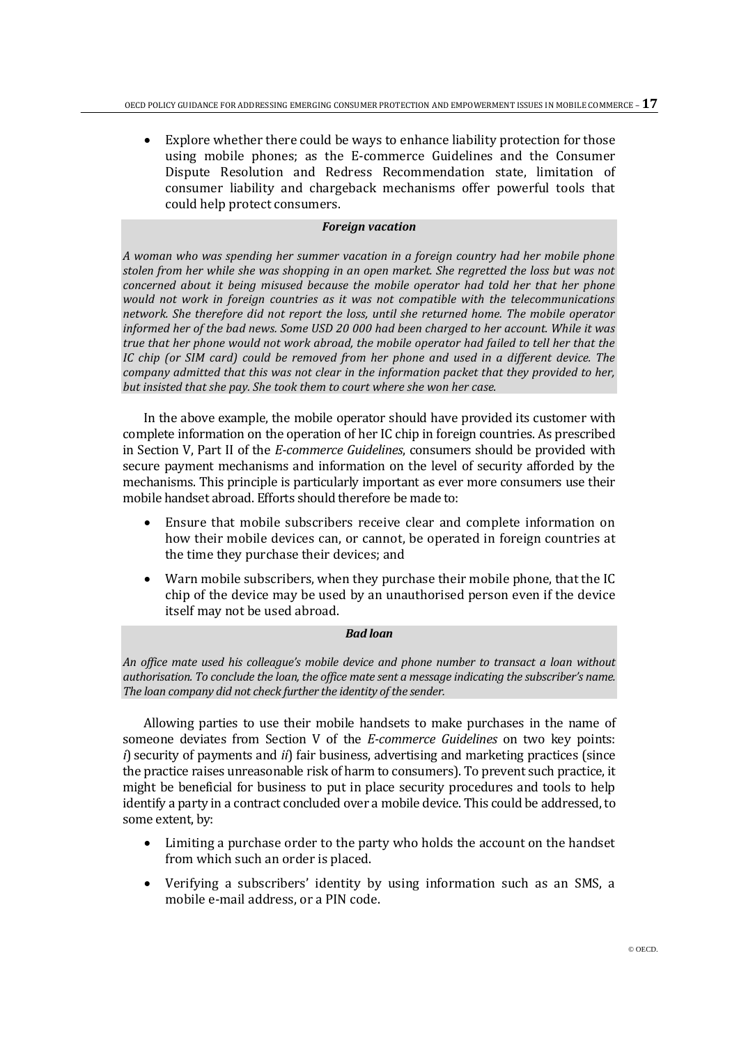- Explore whether there could be ways to enhance liability protection for those using mobile phones; as the E-commerce Guidelines and the Consumer Dispute Resolution and Redress Recommendation state, limitation of consumer liability and chargeback mechanisms offer powerful tools that could help protect consumers.

***Foreign vacation***

*A woman who was spending her summer vacation in a foreign country had her mobile phone stolen from her while she was shopping in an open market. She regretted the loss but was not concerned about it being misused because the mobile operator had told her that her phone would not work in foreign countries as it was not compatible with the telecommunications network. She therefore did not report the loss, until she returned home. The mobile operator informed her of the bad news. Some USD 20 000 had been charged to her account. While it was true that her phone would not work abroad, the mobile operator had failed to tell her that the IC chip (or SIM card) could be removed from her phone and used in a different device. The company admitted that this was not clear in the information packet that they provided to her, but insisted that she pay. She took them to court where she won her case.*

In the above example, the mobile operator should have provided its customer with complete information on the operation of her IC chip in foreign countries. As prescribed in Section V, Part II of the *E-commerce Guidelines*, consumers should be provided with secure payment mechanisms and information on the level of security afforded by the mechanisms. This principle is particularly important as ever more consumers use their mobile handset abroad. Efforts should therefore be made to:

- Ensure that mobile subscribers receive clear and complete information on how their mobile devices can, or cannot, be operated in foreign countries at the time they purchase their devices; and
- Warn mobile subscribers, when they purchase their mobile phone, that the IC chip of the device may be used by an unauthorised person even if the device itself may not be used abroad.

***Bad loan***

*An office mate used his colleague's mobile device and phone number to transact a loan without authorisation. To conclude the loan, the office mate sent a message indicating the subscriber's name. The loan company did not check further the identity of the sender.*

Allowing parties to use their mobile handsets to make purchases in the name of someone deviates from Section V of the *E-commerce Guidelines* on two key points: *i*) security of payments and *ii*) fair business, advertising and marketing practices (since the practice raises unreasonable risk of harm to consumers). To prevent such practice, it might be beneficial for business to put in place security procedures and tools to help identify a party in a contract concluded over a mobile device. This could be addressed, to some extent, by:

- Limiting a purchase order to the party who holds the account on the handset from which such an order is placed.
- Verifying a subscribers' identity by using information such as an SMS, a mobile e-mail address, or a PIN code.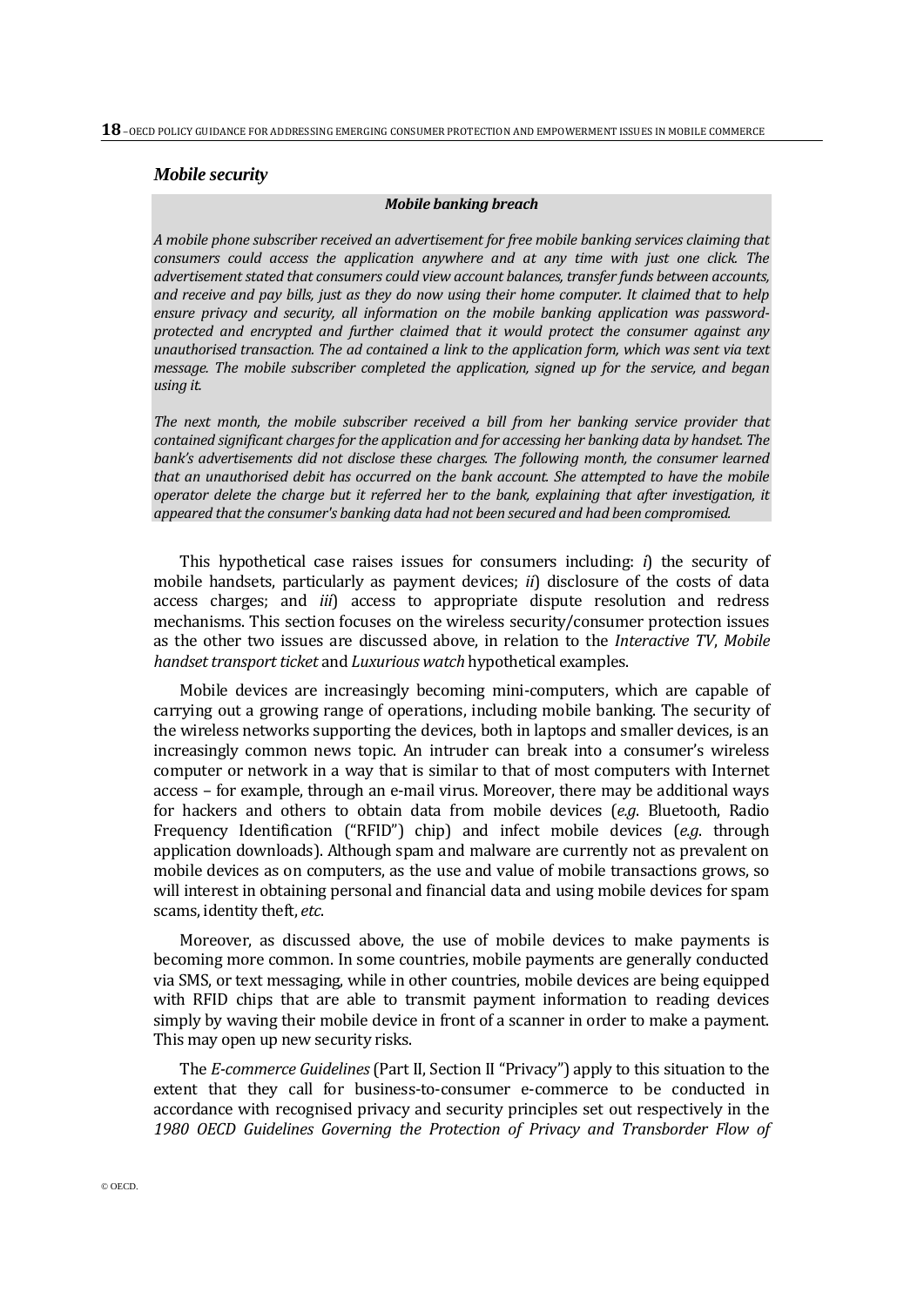### *Mobile security*

> **_Mobile banking breach_**
>
> *A mobile phone subscriber received an advertisement for free mobile banking services claiming that consumers could access the application anywhere and at any time with just one click. The advertisement stated that consumers could view account balances, transfer funds between accounts, and receive and pay bills, just as they do now using their home computer. It claimed that to help ensure privacy and security, all information on the mobile banking application was password-protected and encrypted and further claimed that it would protect the consumer against any unauthorised transaction. The ad contained a link to the application form, which was sent via text message. The mobile subscriber completed the application, signed up for the service, and began using it.*
>
> *The next month, the mobile subscriber received a bill from her banking service provider that contained significant charges for the application and for accessing her banking data by handset. The bank's advertisements did not disclose these charges. The following month, the consumer learned that an unauthorised debit has occurred on the bank account. She attempted to have the mobile operator delete the charge but it referred her to the bank, explaining that after investigation, it appeared that the consumer's banking data had not been secured and had been compromised.*

This hypothetical case raises issues for consumers including: *i*) the security of mobile handsets, particularly as payment devices; *ii*) disclosure of the costs of data access charges; and *iii*) access to appropriate dispute resolution and redress mechanisms. This section focuses on the wireless security/consumer protection issues as the other two issues are discussed above, in relation to the *Interactive TV*, *Mobile handset transport ticket* and *Luxurious watch* hypothetical examples.

Mobile devices are increasingly becoming mini-computers, which are capable of carrying out a growing range of operations, including mobile banking. The security of the wireless networks supporting the devices, both in laptops and smaller devices, is an increasingly common news topic. An intruder can break into a consumer's wireless computer or network in a way that is similar to that of most computers with Internet access – for example, through an e-mail virus. Moreover, there may be additional ways for hackers and others to obtain data from mobile devices (*e.g.* Bluetooth, Radio Frequency Identification ("RFID") chip) and infect mobile devices (*e.g.* through application downloads). Although spam and malware are currently not as prevalent on mobile devices as on computers, as the use and value of mobile transactions grows, so will interest in obtaining personal and financial data and using mobile devices for spam scams, identity theft, *etc.*

Moreover, as discussed above, the use of mobile devices to make payments is becoming more common. In some countries, mobile payments are generally conducted via SMS, or text messaging, while in other countries, mobile devices are being equipped with RFID chips that are able to transmit payment information to reading devices simply by waving their mobile device in front of a scanner in order to make a payment. This may open up new security risks.

The *E-commerce Guidelines* (Part II, Section II "Privacy") apply to this situation to the extent that they call for business-to-consumer e-commerce to be conducted in accordance with recognised privacy and security principles set out respectively in the *1980 OECD Guidelines Governing the Protection of Privacy and Transborder Flow of*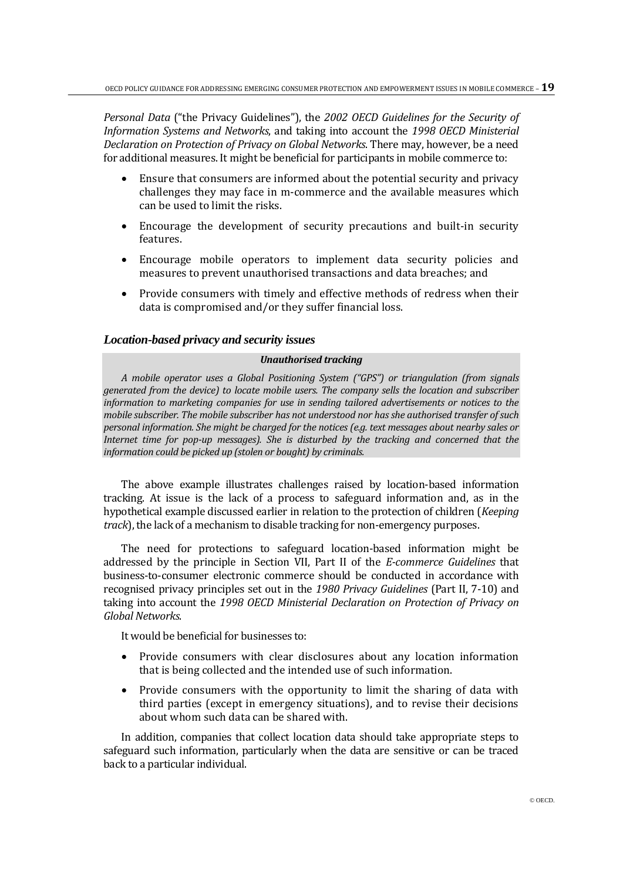*Personal Data* ("the Privacy Guidelines"), the *2002 OECD Guidelines for the Security of Information Systems and Networks*, and taking into account the *1998 OECD Ministerial Declaration on Protection of Privacy on Global Networks*. There may, however, be a need for additional measures. It might be beneficial for participants in mobile commerce to:

- Ensure that consumers are informed about the potential security and privacy challenges they may face in m-commerce and the available measures which can be used to limit the risks.
- Encourage the development of security precautions and built-in security features.
- Encourage mobile operators to implement data security policies and measures to prevent unauthorised transactions and data breaches; and
- Provide consumers with timely and effective methods of redress when their data is compromised and/or they suffer financial loss.

### *Location-based privacy and security issues*

***Unauthorised tracking***

*A mobile operator uses a Global Positioning System ("GPS") or triangulation (from signals generated from the device) to locate mobile users. The company sells the location and subscriber information to marketing companies for use in sending tailored advertisements or notices to the mobile subscriber. The mobile subscriber has not understood nor has she authorised transfer of such personal information. She might be charged for the notices (e.g. text messages about nearby sales or Internet time for pop-up messages). She is disturbed by the tracking and concerned that the information could be picked up (stolen or bought) by criminals.*

The above example illustrates challenges raised by location-based information tracking. At issue is the lack of a process to safeguard information and, as in the hypothetical example discussed earlier in relation to the protection of children (*Keeping track*), the lack of a mechanism to disable tracking for non-emergency purposes.

The need for protections to safeguard location-based information might be addressed by the principle in Section VII, Part II of the *E-commerce Guidelines* that business-to-consumer electronic commerce should be conducted in accordance with recognised privacy principles set out in the *1980 Privacy Guidelines* (Part II, 7-10) and taking into account the *1998 OECD Ministerial Declaration on Protection of Privacy on Global Networks*.

It would be beneficial for businesses to:

- Provide consumers with clear disclosures about any location information that is being collected and the intended use of such information.
- Provide consumers with the opportunity to limit the sharing of data with third parties (except in emergency situations), and to revise their decisions about whom such data can be shared with.

In addition, companies that collect location data should take appropriate steps to safeguard such information, particularly when the data are sensitive or can be traced back to a particular individual.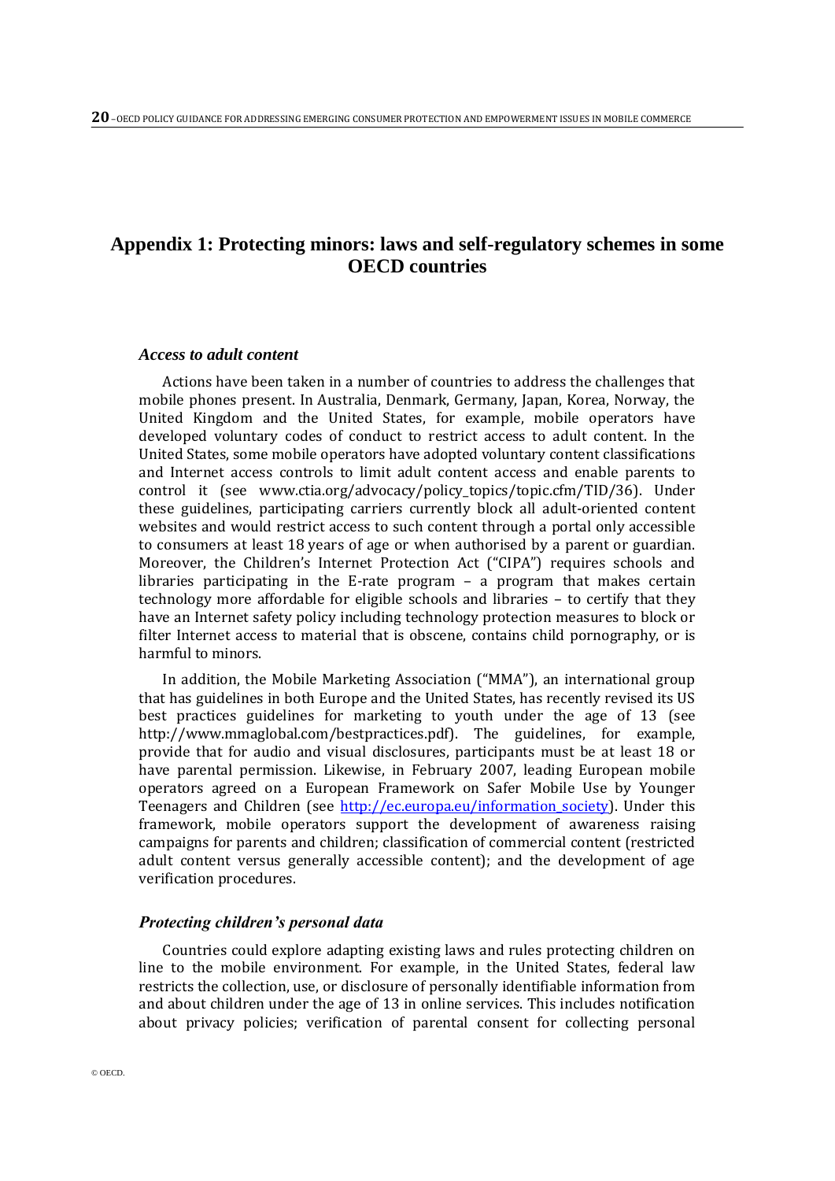## Appendix 1: Protecting minors: laws and self-regulatory schemes in some OECD countries

### *Access to adult content*

Actions have been taken in a number of countries to address the challenges that mobile phones present. In Australia, Denmark, Germany, Japan, Korea, Norway, the United Kingdom and the United States, for example, mobile operators have developed voluntary codes of conduct to restrict access to adult content. In the United States, some mobile operators have adopted voluntary content classifications and Internet access controls to limit adult content access and enable parents to control it (see www.ctia.org/advocacy/policy_topics/topic.cfm/TID/36). Under these guidelines, participating carriers currently block all adult-oriented content websites and would restrict access to such content through a portal only accessible to consumers at least 18 years of age or when authorised by a parent or guardian. Moreover, the Children's Internet Protection Act ("CIPA") requires schools and libraries participating in the E-rate program – a program that makes certain technology more affordable for eligible schools and libraries – to certify that they have an Internet safety policy including technology protection measures to block or filter Internet access to material that is obscene, contains child pornography, or is harmful to minors.

In addition, the Mobile Marketing Association ("MMA"), an international group that has guidelines in both Europe and the United States, has recently revised its US best practices guidelines for marketing to youth under the age of 13 (see http://www.mmaglobal.com/bestpractices.pdf). The guidelines, for example, provide that for audio and visual disclosures, participants must be at least 18 or have parental permission. Likewise, in February 2007, leading European mobile operators agreed on a European Framework on Safer Mobile Use by Younger Teenagers and Children (see http://ec.europa.eu/information_society). Under this framework, mobile operators support the development of awareness raising campaigns for parents and children; classification of commercial content (restricted adult content versus generally accessible content); and the development of age verification procedures.

### *Protecting children's personal data*

Countries could explore adapting existing laws and rules protecting children on line to the mobile environment. For example, in the United States, federal law restricts the collection, use, or disclosure of personally identifiable information from and about children under the age of 13 in online services. This includes notification about privacy policies; verification of parental consent for collecting personal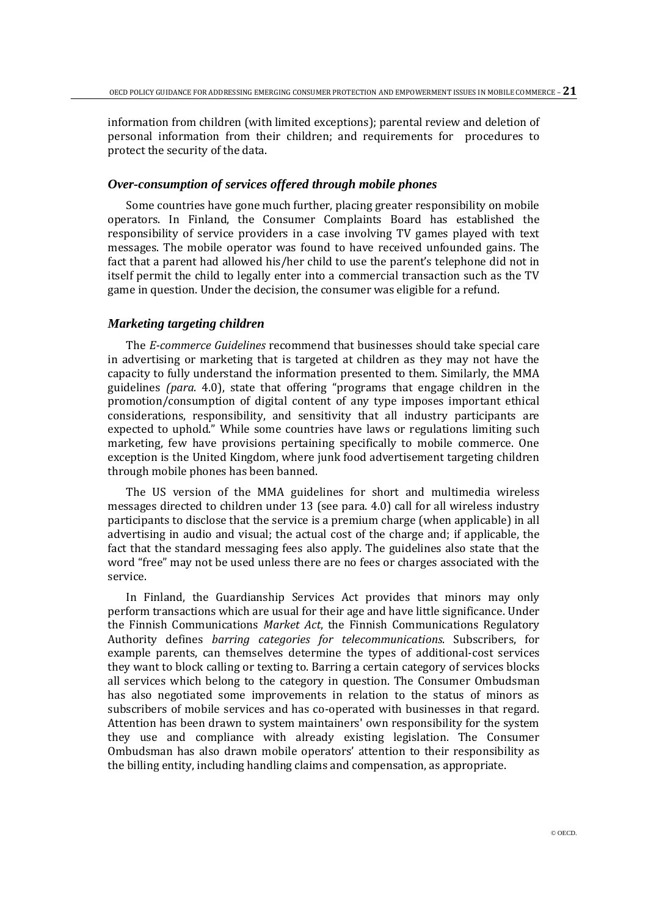information from children (with limited exceptions); parental review and deletion of personal information from their children; and requirements for procedures to protect the security of the data.

### *Over-consumption of services offered through mobile phones*

Some countries have gone much further, placing greater responsibility on mobile operators. In Finland, the Consumer Complaints Board has established the responsibility of service providers in a case involving TV games played with text messages. The mobile operator was found to have received unfounded gains. The fact that a parent had allowed his/her child to use the parent's telephone did not in itself permit the child to legally enter into a commercial transaction such as the TV game in question. Under the decision, the consumer was eligible for a refund.

### *Marketing targeting children*

The *E-commerce Guidelines* recommend that businesses should take special care in advertising or marketing that is targeted at children as they may not have the capacity to fully understand the information presented to them. Similarly, the MMA guidelines *(para*. 4.0), state that offering "programs that engage children in the promotion/consumption of digital content of any type imposes important ethical considerations, responsibility, and sensitivity that all industry participants are expected to uphold." While some countries have laws or regulations limiting such marketing, few have provisions pertaining specifically to mobile commerce. One exception is the United Kingdom, where junk food advertisement targeting children through mobile phones has been banned.

The US version of the MMA guidelines for short and multimedia wireless messages directed to children under 13 (see para. 4.0) call for all wireless industry participants to disclose that the service is a premium charge (when applicable) in all advertising in audio and visual; the actual cost of the charge and; if applicable, the fact that the standard messaging fees also apply. The guidelines also state that the word "free" may not be used unless there are no fees or charges associated with the service.

In Finland, the Guardianship Services Act provides that minors may only perform transactions which are usual for their age and have little significance. Under the Finnish Communications *Market Act*, the Finnish Communications Regulatory Authority defines *barring categories for telecommunications*. Subscribers, for example parents, can themselves determine the types of additional-cost services they want to block calling or texting to. Barring a certain category of services blocks all services which belong to the category in question. The Consumer Ombudsman has also negotiated some improvements in relation to the status of minors as subscribers of mobile services and has co-operated with businesses in that regard. Attention has been drawn to system maintainers' own responsibility for the system they use and compliance with already existing legislation. The Consumer Ombudsman has also drawn mobile operators' attention to their responsibility as the billing entity, including handling claims and compensation, as appropriate.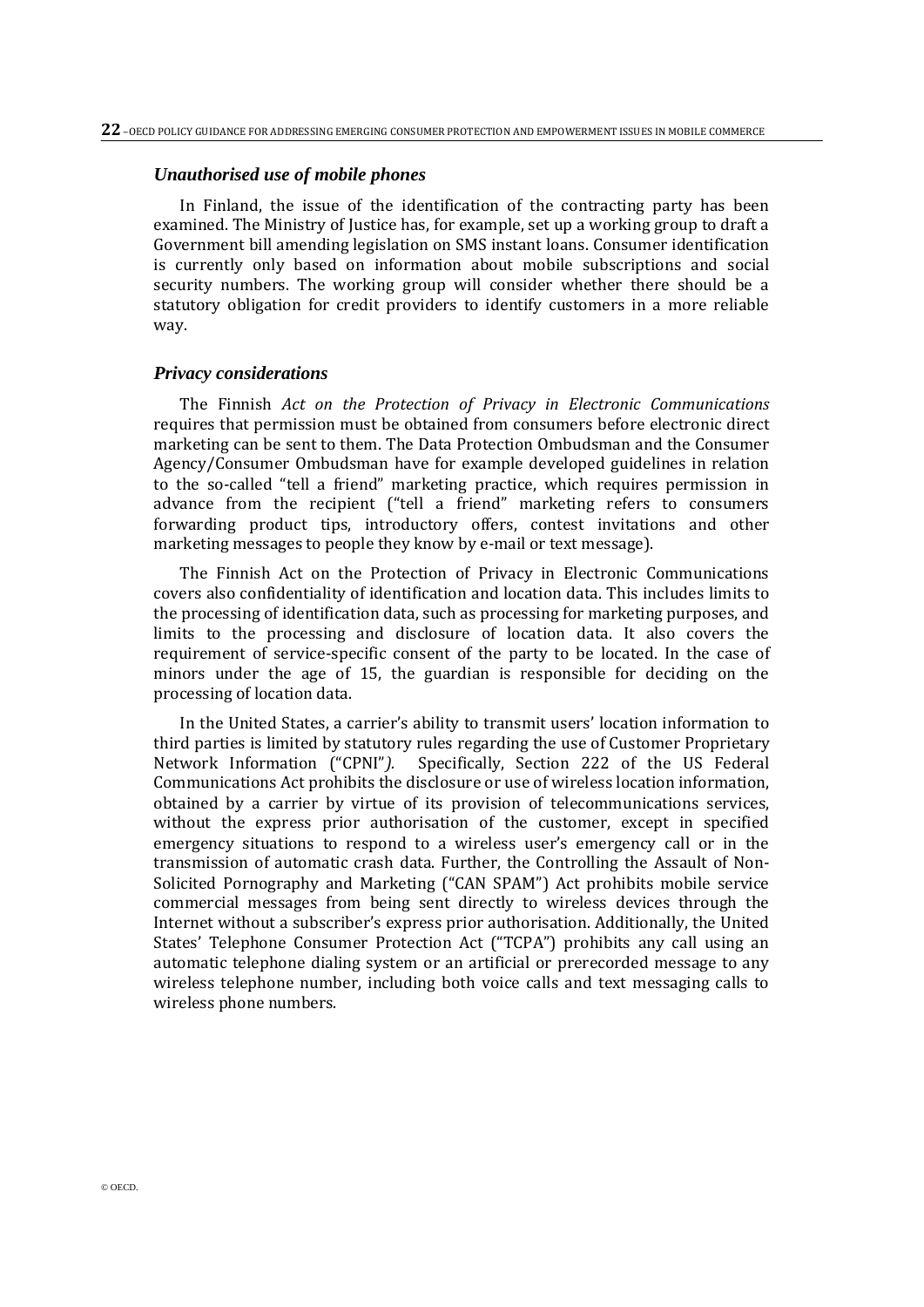### *Unauthorised use of mobile phones*

In Finland, the issue of the identification of the contracting party has been examined. The Ministry of Justice has, for example, set up a working group to draft a Government bill amending legislation on SMS instant loans. Consumer identification is currently only based on information about mobile subscriptions and social security numbers. The working group will consider whether there should be a statutory obligation for credit providers to identify customers in a more reliable way.

### *Privacy considerations*

The Finnish *Act on the Protection of Privacy in Electronic Communications* requires that permission must be obtained from consumers before electronic direct marketing can be sent to them. The Data Protection Ombudsman and the Consumer Agency/Consumer Ombudsman have for example developed guidelines in relation to the so-called "tell a friend" marketing practice, which requires permission in advance from the recipient ("tell a friend" marketing refers to consumers forwarding product tips, introductory offers, contest invitations and other marketing messages to people they know by e-mail or text message).

The Finnish Act on the Protection of Privacy in Electronic Communications covers also confidentiality of identification and location data. This includes limits to the processing of identification data, such as processing for marketing purposes, and limits to the processing and disclosure of location data. It also covers the requirement of service-specific consent of the party to be located. In the case of minors under the age of 15, the guardian is responsible for deciding on the processing of location data.

In the United States, a carrier's ability to transmit users' location information to third parties is limited by statutory rules regarding the use of Customer Proprietary Network Information ("CPNI"*).* Specifically, Section 222 of the US Federal Communications Act prohibits the disclosure or use of wireless location information, obtained by a carrier by virtue of its provision of telecommunications services, without the express prior authorisation of the customer, except in specified emergency situations to respond to a wireless user's emergency call or in the transmission of automatic crash data. Further, the Controlling the Assault of Non-Solicited Pornography and Marketing ("CAN SPAM") Act prohibits mobile service commercial messages from being sent directly to wireless devices through the Internet without a subscriber's express prior authorisation. Additionally, the United States' Telephone Consumer Protection Act ("TCPA") prohibits any call using an automatic telephone dialing system or an artificial or prerecorded message to any wireless telephone number, including both voice calls and text messaging calls to wireless phone numbers.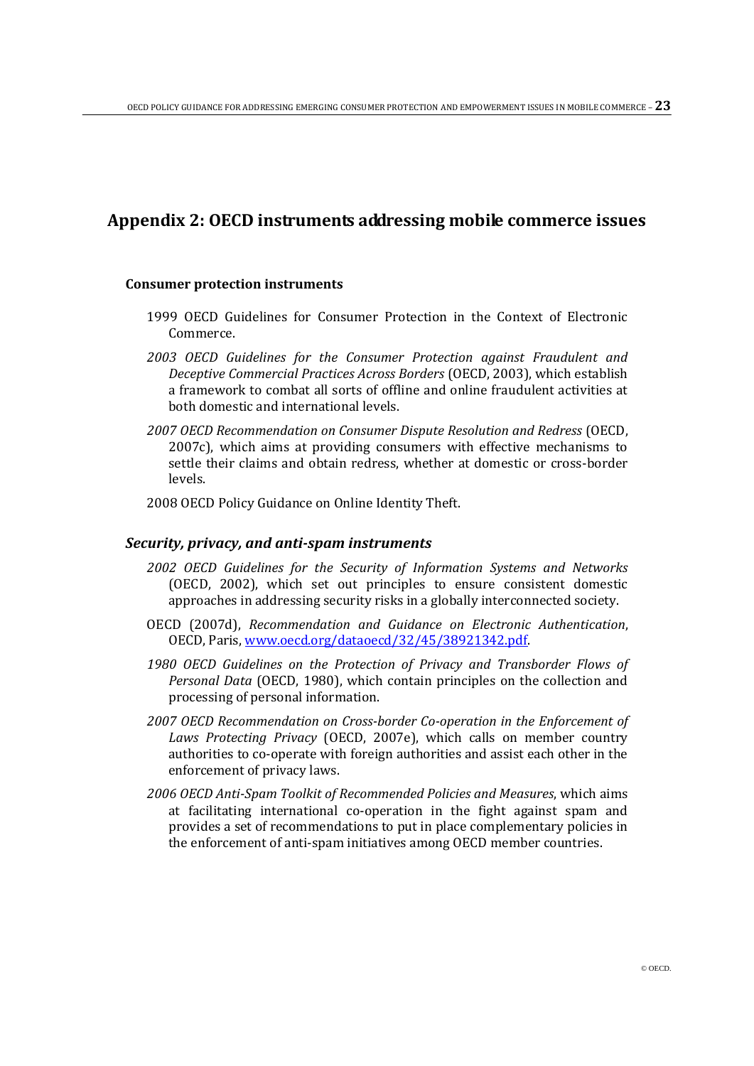# Appendix 2: OECD instruments addressing mobile commerce issues

**Consumer protection instruments**

1999 OECD Guidelines for Consumer Protection in the Context of Electronic Commerce.

*2003 OECD Guidelines for the Consumer Protection against Fraudulent and Deceptive Commercial Practices Across Borders* (OECD, 2003), which establish a framework to combat all sorts of offline and online fraudulent activities at both domestic and international levels.

*2007 OECD Recommendation on Consumer Dispute Resolution and Redress* (OECD, 2007c), which aims at providing consumers with effective mechanisms to settle their claims and obtain redress, whether at domestic or cross-border levels.

2008 OECD Policy Guidance on Online Identity Theft.

## *Security, privacy, and anti-spam instruments*

*2002 OECD Guidelines for the Security of Information Systems and Networks* (OECD, 2002), which set out principles to ensure consistent domestic approaches in addressing security risks in a globally interconnected society.

OECD (2007d), *Recommendation and Guidance on Electronic Authentication*, OECD, Paris, [www.oecd.org/dataoecd/32/45/38921342.pdf](www.oecd.org/dataoecd/32/45/38921342.pdf).

*1980 OECD Guidelines on the Protection of Privacy and Transborder Flows of Personal Data* (OECD, 1980), which contain principles on the collection and processing of personal information.

*2007 OECD Recommendation on Cross-border Co-operation in the Enforcement of Laws Protecting Privacy* (OECD, 2007e), which calls on member country authorities to co-operate with foreign authorities and assist each other in the enforcement of privacy laws.

*2006 OECD Anti-Spam Toolkit of Recommended Policies and Measures*, which aims at facilitating international co-operation in the fight against spam and provides a set of recommendations to put in place complementary policies in the enforcement of anti-spam initiatives among OECD member countries.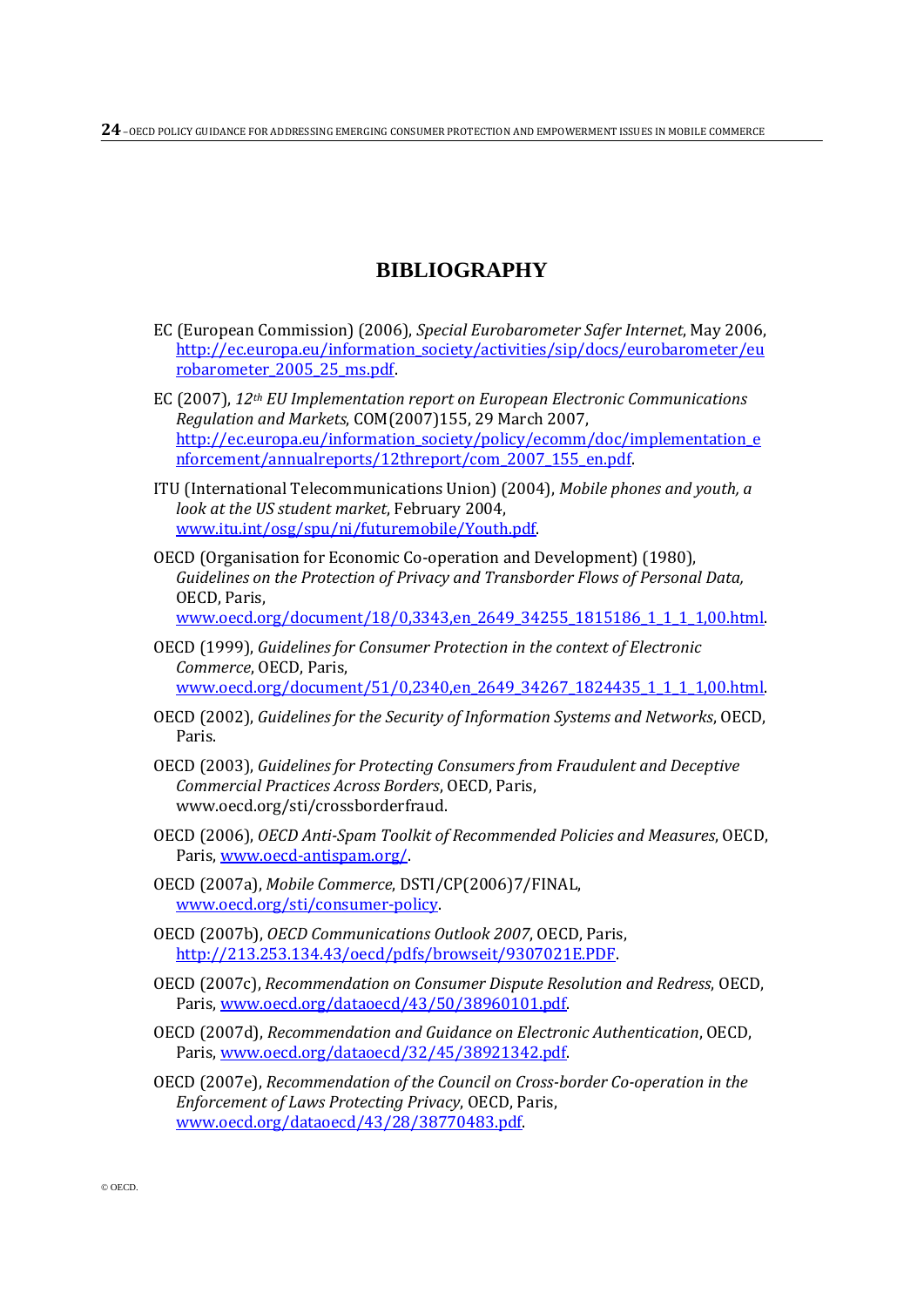# BIBLIOGRAPHY

EC (European Commission) (2006), *Special Eurobarometer Safer Internet*, May 2006, http://ec.europa.eu/information_society/activities/sip/docs/eurobarometer/eurobarometer_2005_25_ms.pdf.

EC (2007), *12th EU Implementation report on European Electronic Communications Regulation and Markets*, COM(2007)155, 29 March 2007, http://ec.europa.eu/information_society/policy/ecomm/doc/implementation_enforcement/annualreports/12threport/com_2007_155_en.pdf.

ITU (International Telecommunications Union) (2004), *Mobile phones and youth, a look at the US student market*, February 2004, www.itu.int/osg/spu/ni/futuremobile/Youth.pdf.

OECD (Organisation for Economic Co-operation and Development) (1980), *Guidelines on the Protection of Privacy and Transborder Flows of Personal Data,* OECD, Paris, www.oecd.org/document/18/0,3343,en_2649_34255_1815186_1_1_1_1,00.html.

OECD (1999), *Guidelines for Consumer Protection in the context of Electronic Commerce*, OECD, Paris, www.oecd.org/document/51/0,2340,en_2649_34267_1824435_1_1_1_1,00.html.

OECD (2002), *Guidelines for the Security of Information Systems and Networks*, OECD, Paris.

OECD (2003), *Guidelines for Protecting Consumers from Fraudulent and Deceptive Commercial Practices Across Borders*, OECD, Paris, www.oecd.org/sti/crossborderfraud.

OECD (2006), *OECD Anti-Spam Toolkit of Recommended Policies and Measures*, OECD, Paris, www.oecd-antispam.org/.

OECD (2007a), *Mobile Commerce*, DSTI/CP(2006)7/FINAL, www.oecd.org/sti/consumer-policy.

OECD (2007b), *OECD Communications Outlook 2007*, OECD, Paris, http://213.253.134.43/oecd/pdfs/browseit/9307021E.PDF.

OECD (2007c), *Recommendation on Consumer Dispute Resolution and Redress*, OECD, Paris, www.oecd.org/dataoecd/43/50/38960101.pdf.

OECD (2007d), *Recommendation and Guidance on Electronic Authentication*, OECD, Paris, www.oecd.org/dataoecd/32/45/38921342.pdf.

OECD (2007e), *Recommendation of the Council on Cross-border Co-operation in the Enforcement of Laws Protecting Privacy*, OECD, Paris, www.oecd.org/dataoecd/43/28/38770483.pdf.